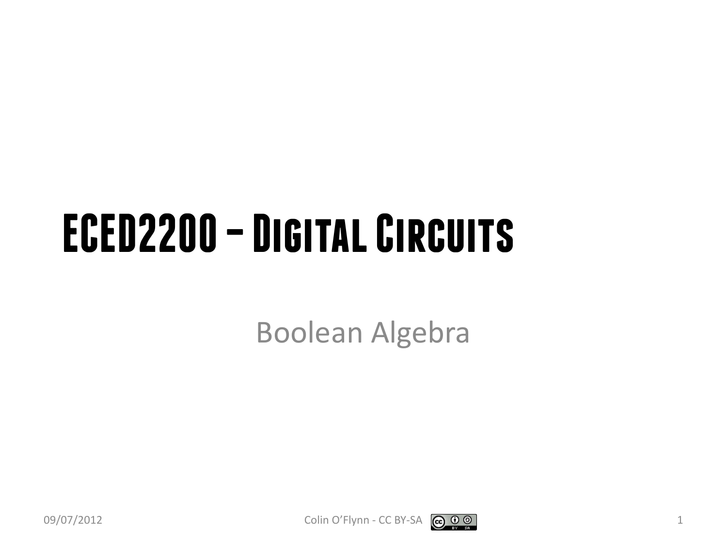# ECED2200 – Digital Circuits

Boolean Algebra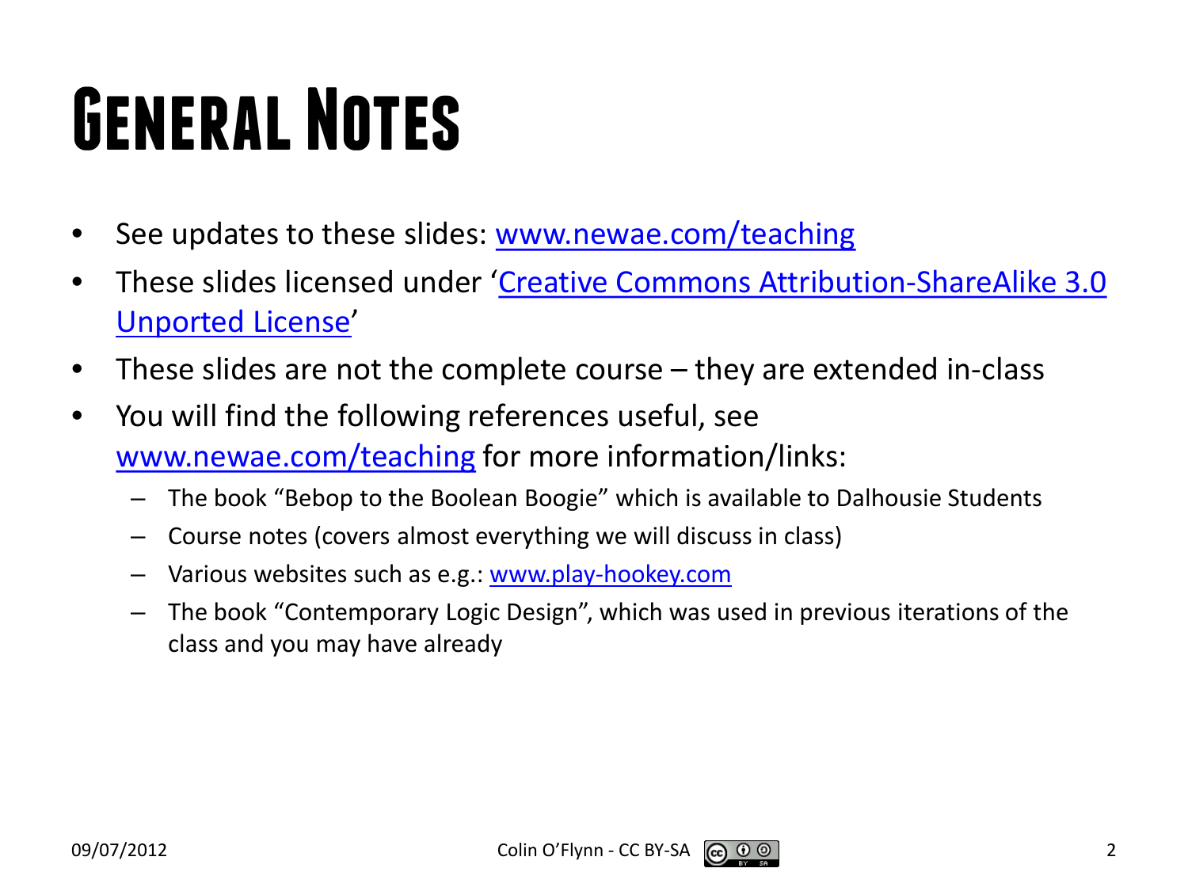# General Notes

- See updates to these slides: www.newae.com/teaching
- These slides licensed under 'Creative Commons Attribution-ShareAlike 3.0 Unported License'
- These slides are not the complete course – they are extended in-class
- You will find the following references useful, see www.newae.com/teaching for more information/links:
  - The book "Bebop to the Boolean Boogie" which is available to Dalhousie Students
  - Course notes (covers almost everything we will discuss in class)
  - Various websites such as e.g.: www.play-hookey.com
  - The book "Contemporary Logic Design", which was used in previous iterations of the class and you may have already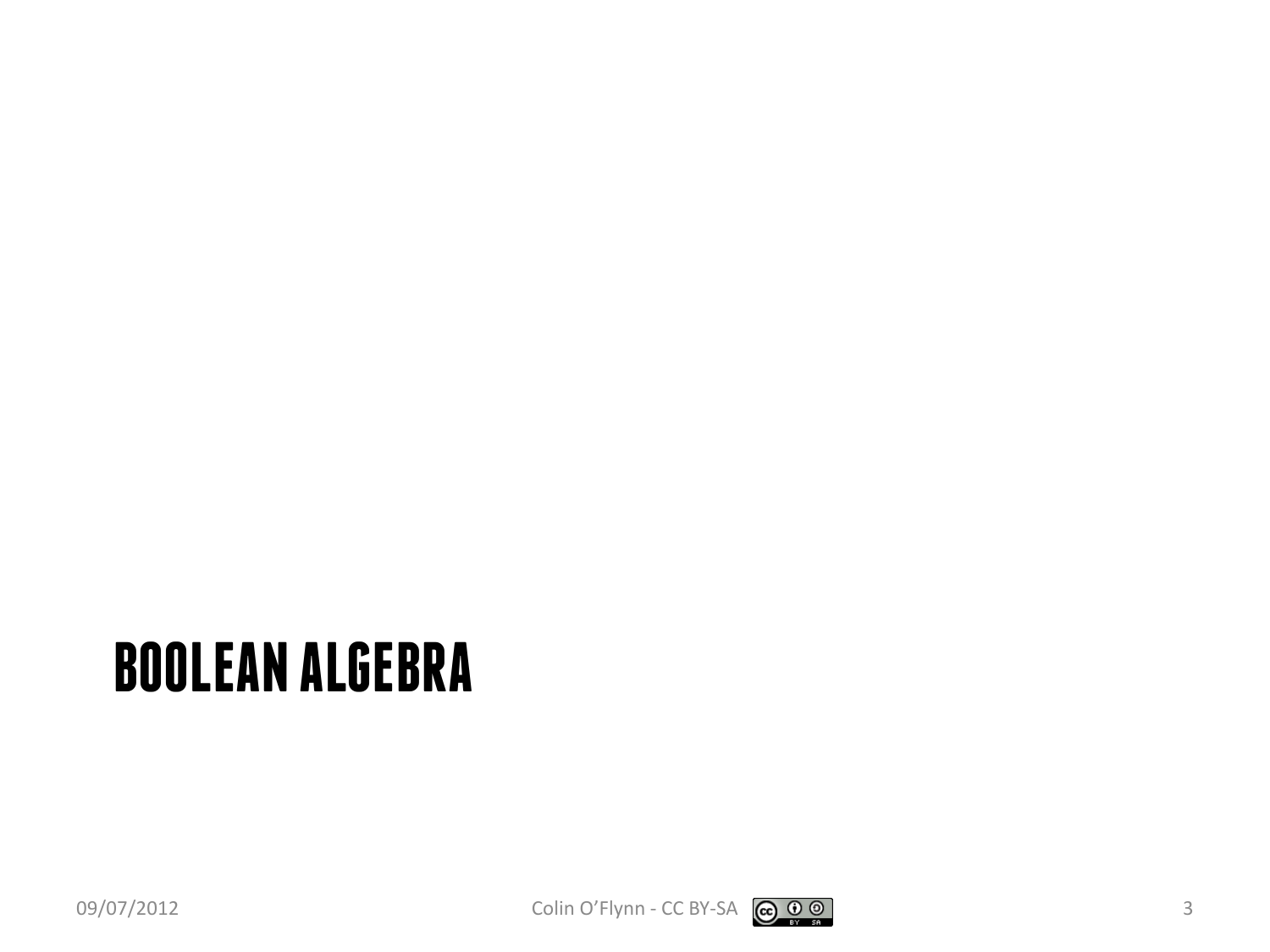# BOOLEAN ALGEBRA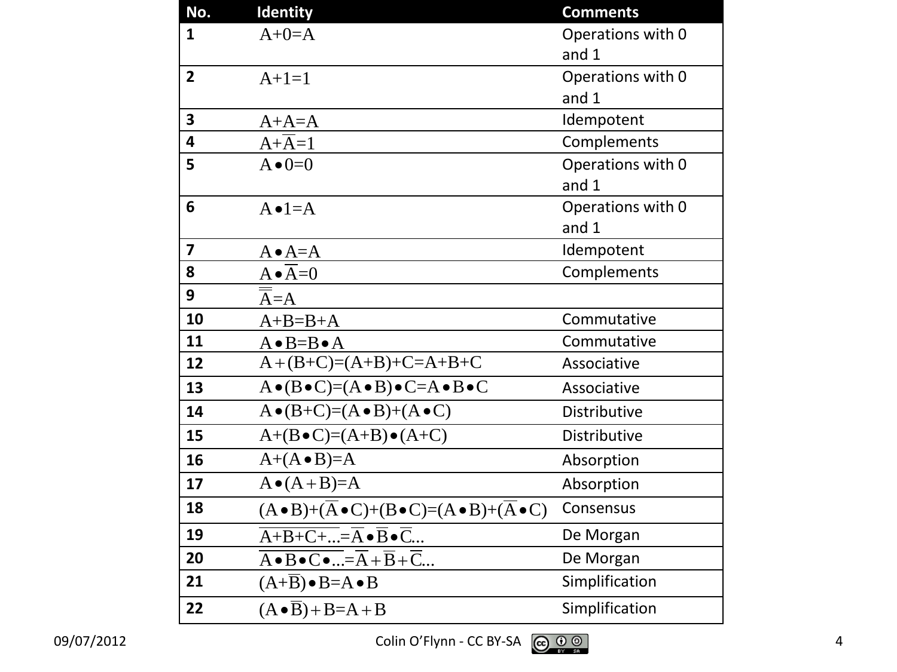| No. | Identity | Comments |
|---|---|---|
| 1 | $A+0=A$ | Operations with 0 and 1 |
| 2 | $A+1=1$ | Operations with 0 and 1 |
| 3 | $A+A=A$ | Idempotent |
| 4 | $A+\overline{A}=1$ | Complements |
| 5 | $A \bullet 0=0$ | Operations with 0 and 1 |
| 6 | $A \bullet 1=A$ | Operations with 0 and 1 |
| 7 | $A \bullet A=A$ | Idempotent |
| 8 | $A \bullet \overline{A}=0$ | Complements |
| 9 | $\overline{\overline{A}}=A$ | |
| 10 | $A+B=B+A$ | Commutative |
| 11 | $A \bullet B=B \bullet A$ | Commutative |
| 12 | $A+(B+C)=(A+B)+C=A+B+C$ | Associative |
| 13 | $A \bullet (B \bullet C)=(A \bullet B) \bullet C=A \bullet B \bullet C$ | Associative |
| 14 | $A \bullet (B+C)=(A \bullet B)+(A \bullet C)$ | Distributive |
| 15 | $A+(B \bullet C)=(A+B) \bullet (A+C)$ | Distributive |
| 16 | $A+(A \bullet B)=A$ | Absorption |
| 17 | $A \bullet (A+B)=A$ | Absorption |
| 18 | $(A \bullet B)+(\overline{A} \bullet C)+(B \bullet C)=(A \bullet B)+(\overline{A} \bullet C)$ | Consensus |
| 19 | $\overline{A+B+C+...}=\overline{A} \bullet \overline{B} \bullet \overline{C}...$ | De Morgan |
| 20 | $\overline{A \bullet B \bullet C \bullet ...}=\overline{A}+\overline{B}+\overline{C}...$ | De Morgan |
| 21 | $(A+\overline{B}) \bullet B=A \bullet B$ | Simplification |
| 22 | $(A \bullet \overline{B})+B=A+B$ | Simplification |

09/07/2012 Colin O'Flynn - CC BY-SA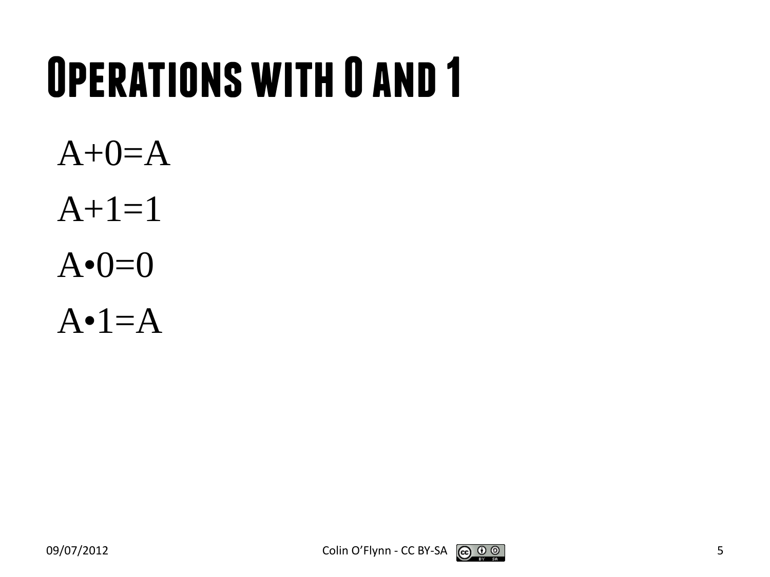# Operations with 0 and 1

$$A+0=A$$

$$A+1=1$$

$$A \bullet 0=0$$

$$A \bullet 1=A$$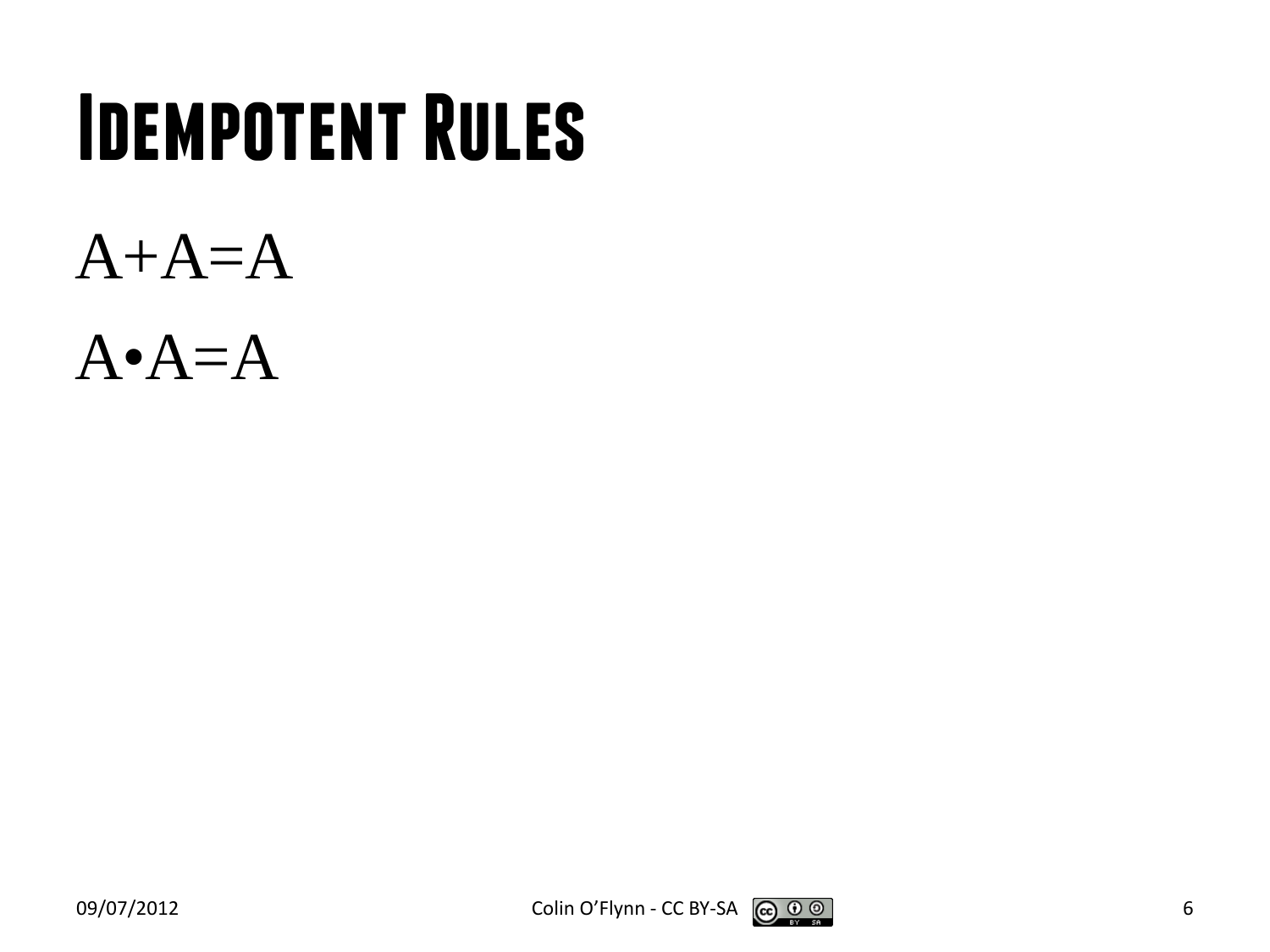# Idempotent Rules

$A+A=A$

$A \bullet A=A$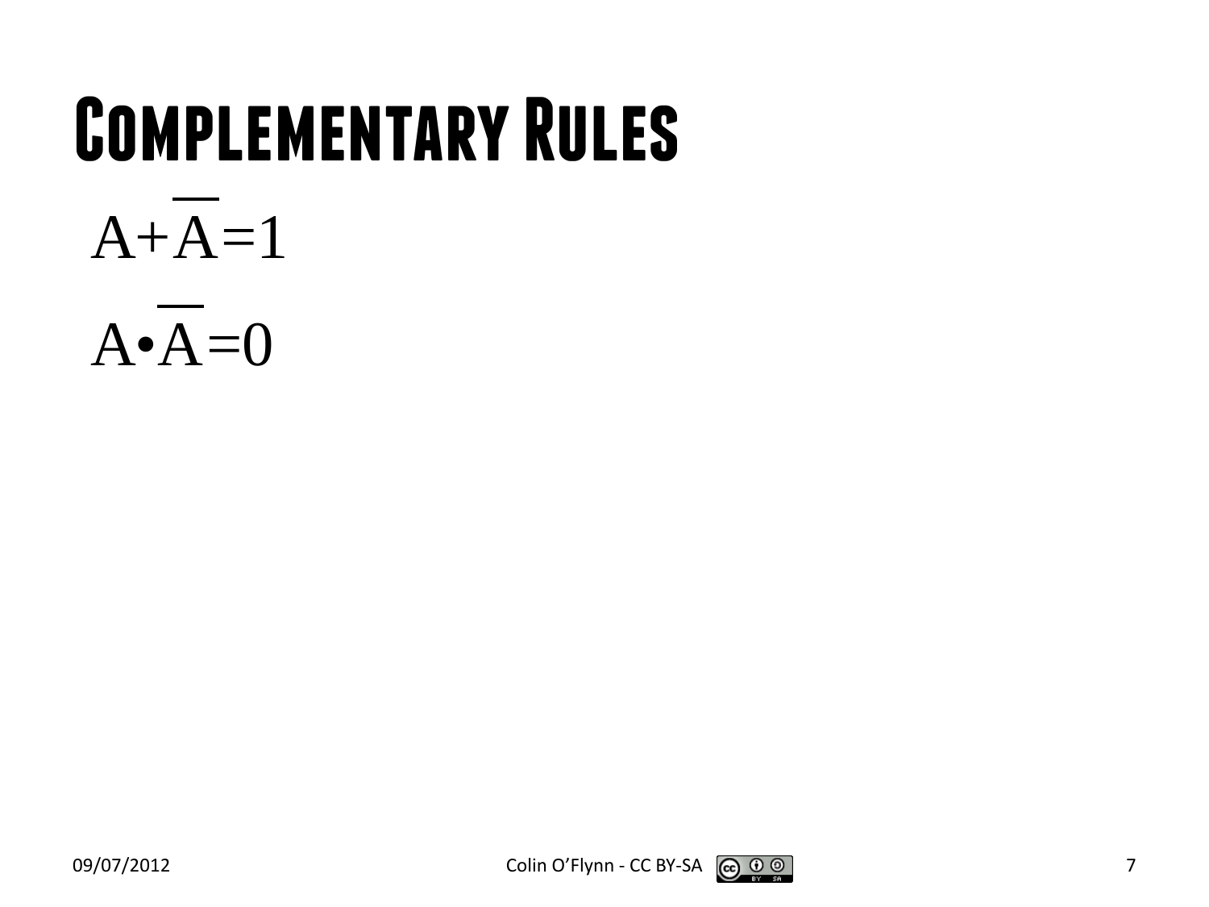# Complementary Rules

$$A+\overline{A}=1$$

$$A \bullet \overline{A}=0$$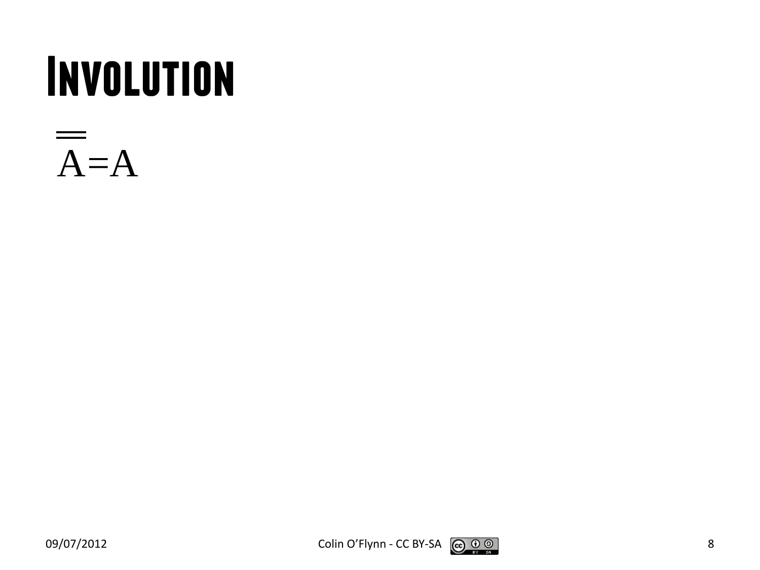# Involution

$$\overline{\overline{A}} = A$$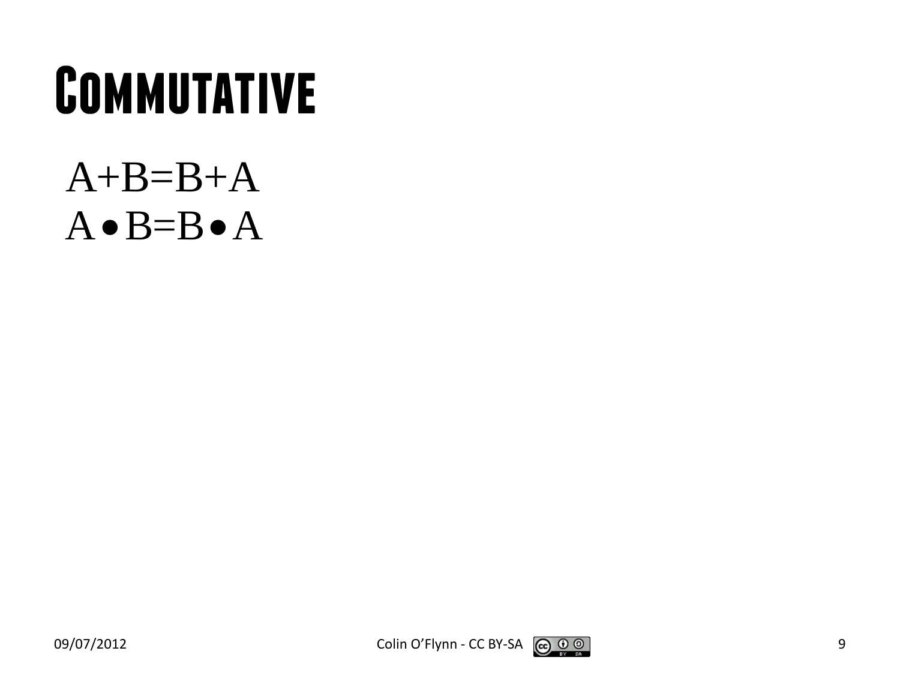# Commutative

$$A+B=B+A$$

$$A \bullet B=B \bullet A$$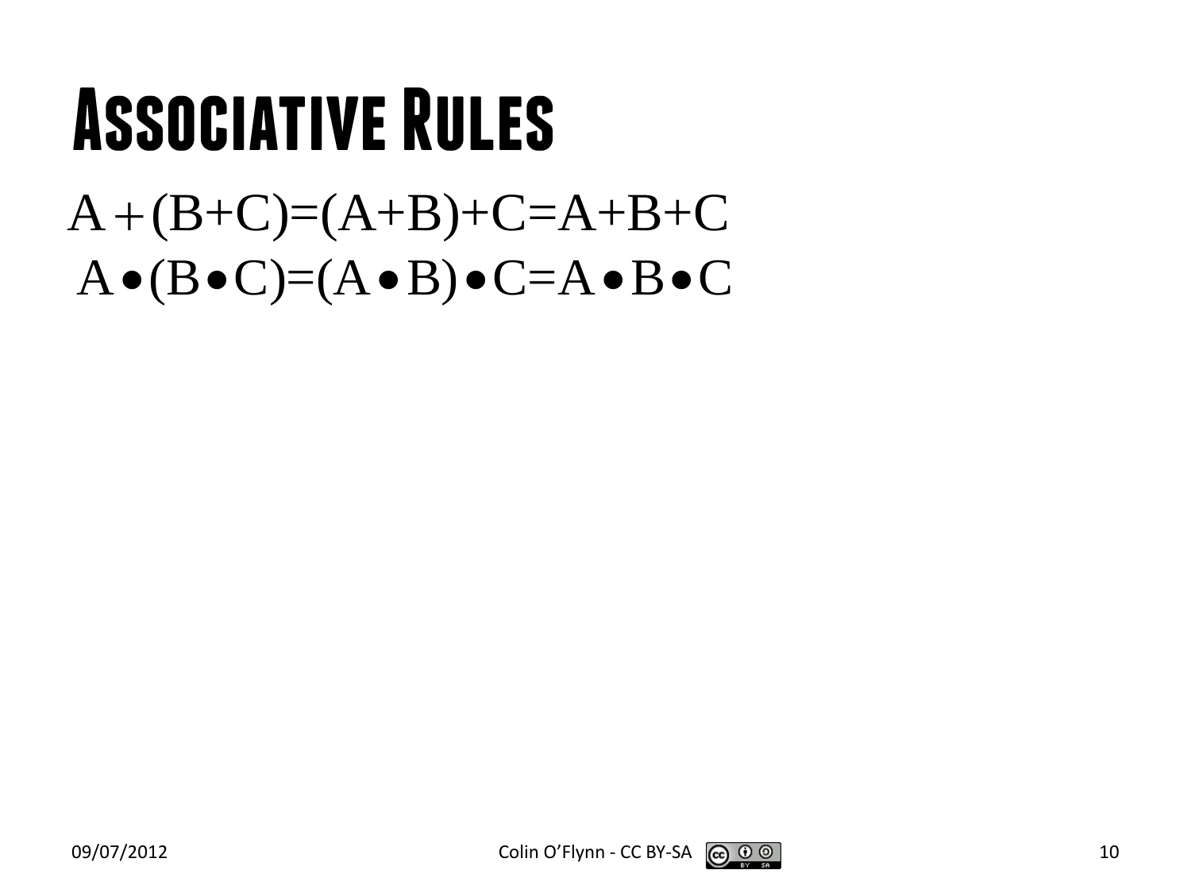# Associative Rules

$$A+(B+C)=(A+B)+C=A+B+C$$

$$A\bullet(B\bullet C)=(A\bullet B)\bullet C=A\bullet B\bullet C$$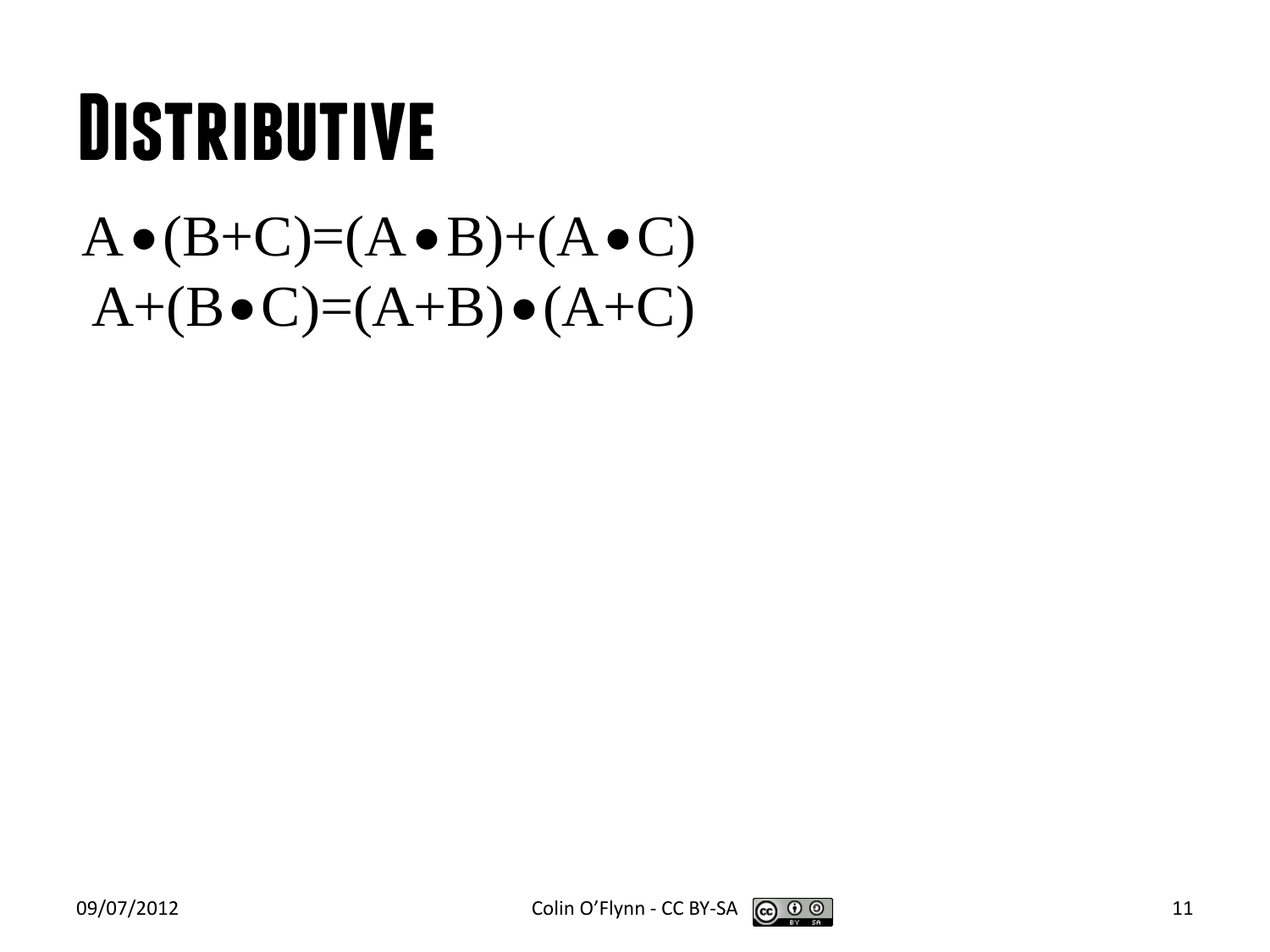# Distributive

$$A \bullet (B+C) = (A \bullet B) + (A \bullet C)$$

$$A + (B \bullet C) = (A+B) \bullet (A+C)$$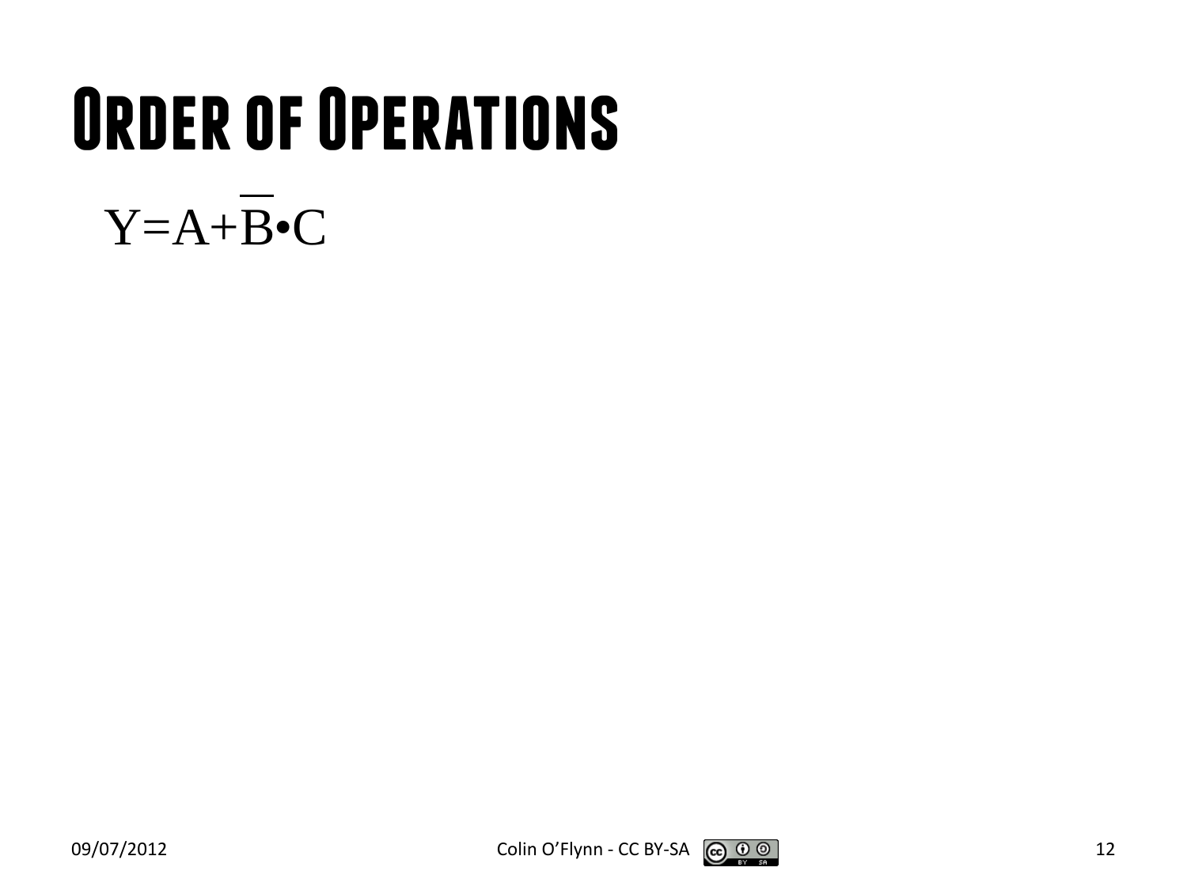# Order of Operations

$$Y = A + \overline{B} \bullet C$$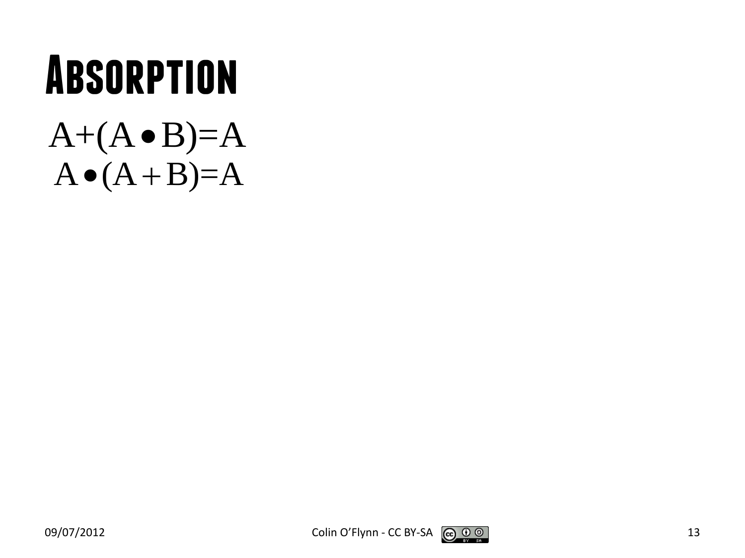# Absorption

$$A+(A \bullet B)=A$$

$$A \bullet (A+B)=A$$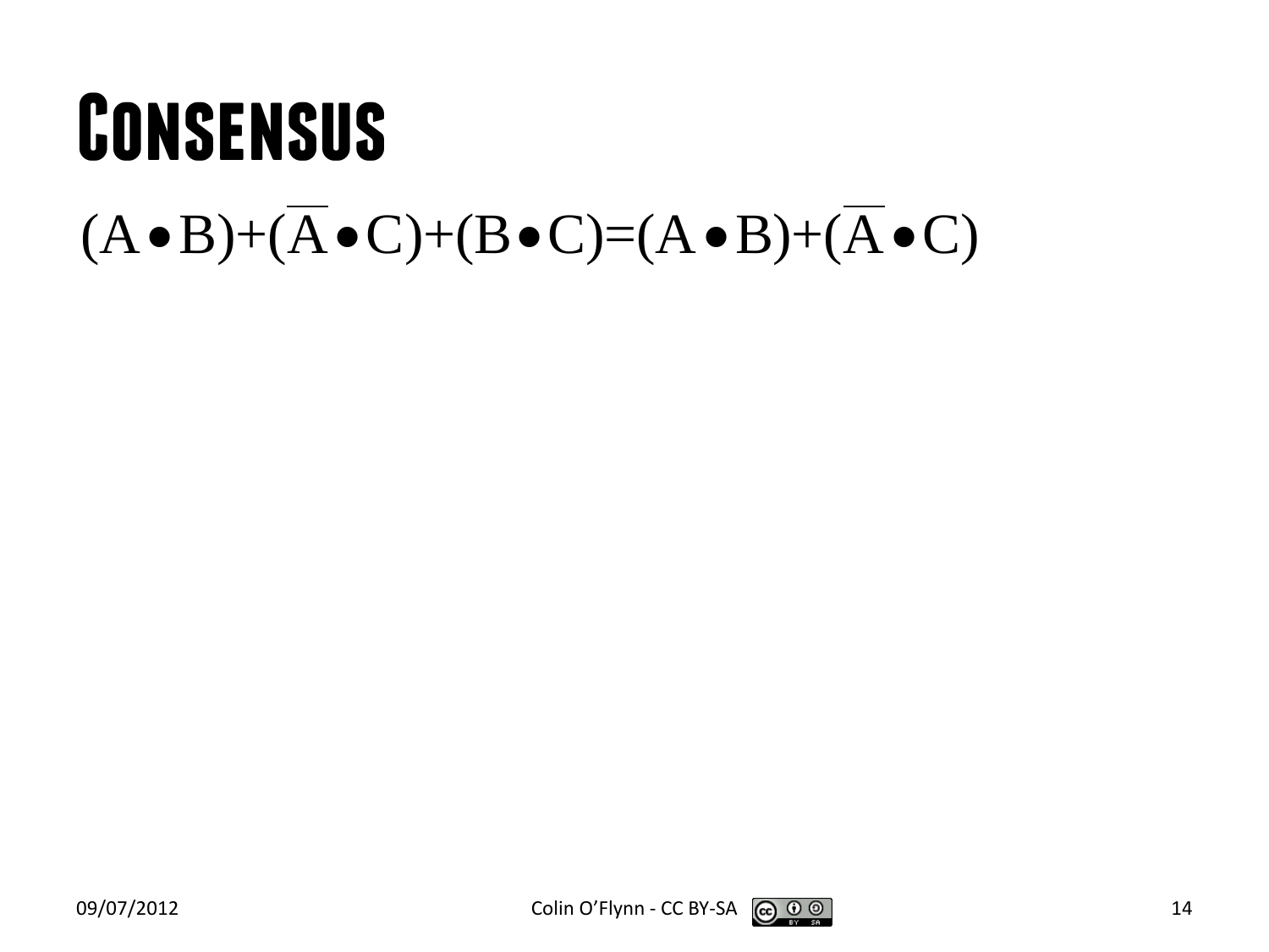# Consensus

$$(A \bullet B) + (\overline{A} \bullet C) + (B \bullet C) = (A \bullet B) + (\overline{A} \bullet C)$$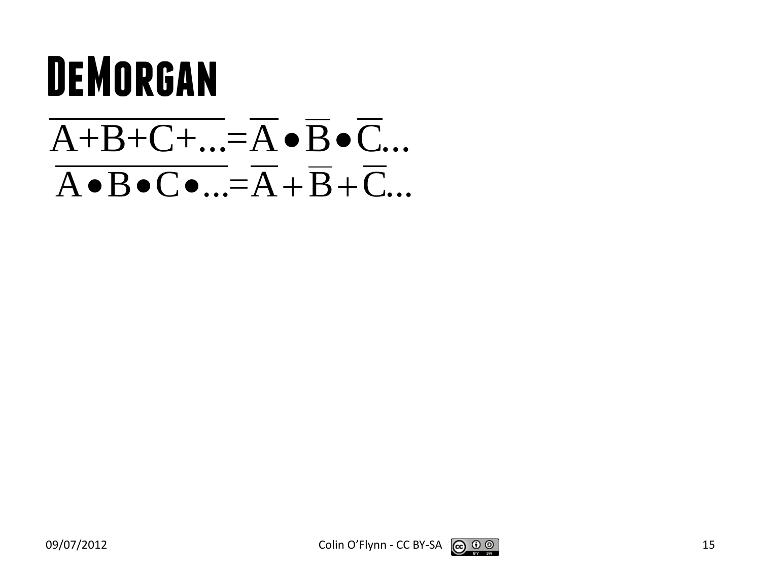# DeMorgan

$$\overline{A+B+C+\ldots}=\overline{A}\bullet\overline{B}\bullet\overline{C}\ldots$$

$$\overline{A\bullet B\bullet C\bullet\ldots}=\overline{A}+\overline{B}+\overline{C}\ldots$$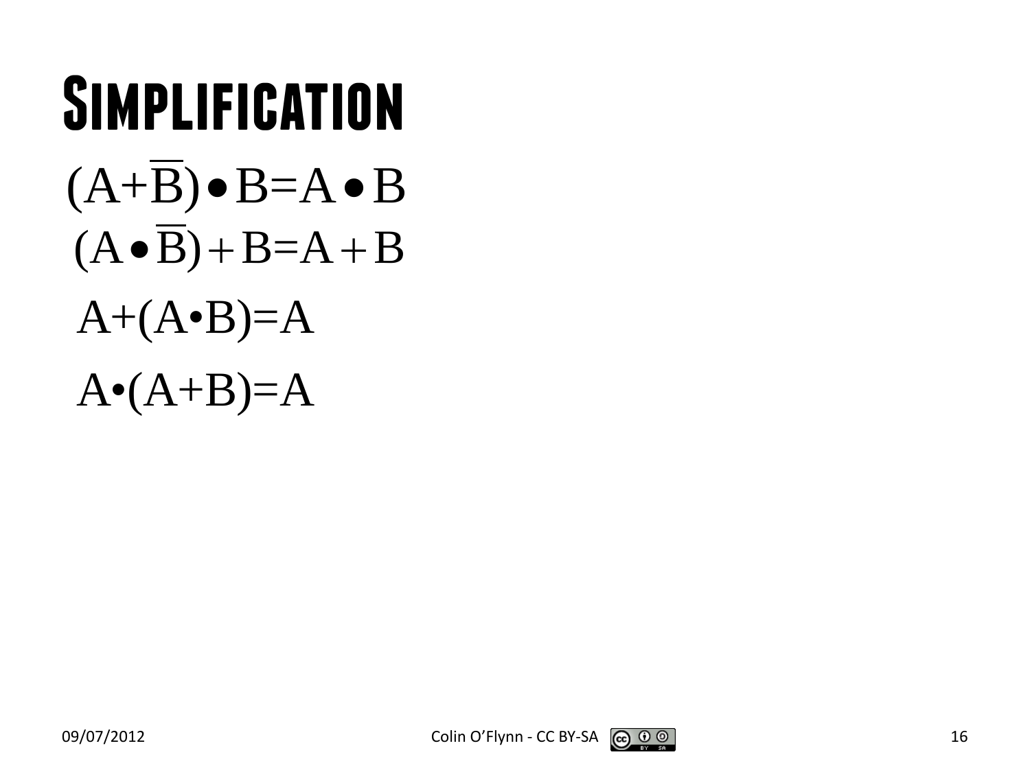# Simplification

$$(A+\overline{B})\bullet B=A\bullet B$$

$$(A\bullet\overline{B})+B=A+B$$

$$A+(A\bullet B)=A$$

$$A\bullet(A+B)=A$$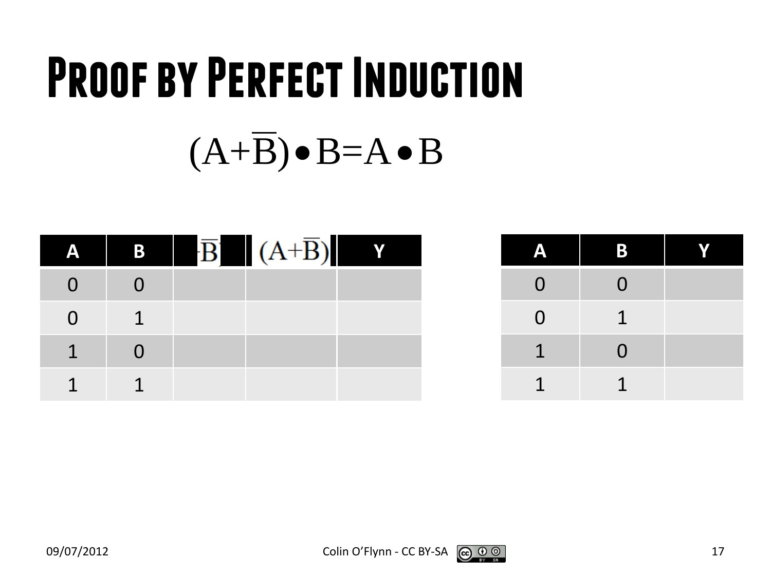# Proof by Perfect Induction

$$(A+\overline{B})\bullet B=A\bullet B$$

| A | B | $\overline{B}$ | $(A+\overline{B})$ | Y |
|---|---|---|---|---|
| 0 | 0 | | | |
| 0 | 1 | | | |
| 1 | 0 | | | |
| 1 | 1 | | | |

| A | B | Y |
|---|---|---|
| 0 | 0 | |
| 0 | 1 | |
| 1 | 0 | |
| 1 | 1 | |

09/07/2012 Colin O'Flynn - CC BY-SA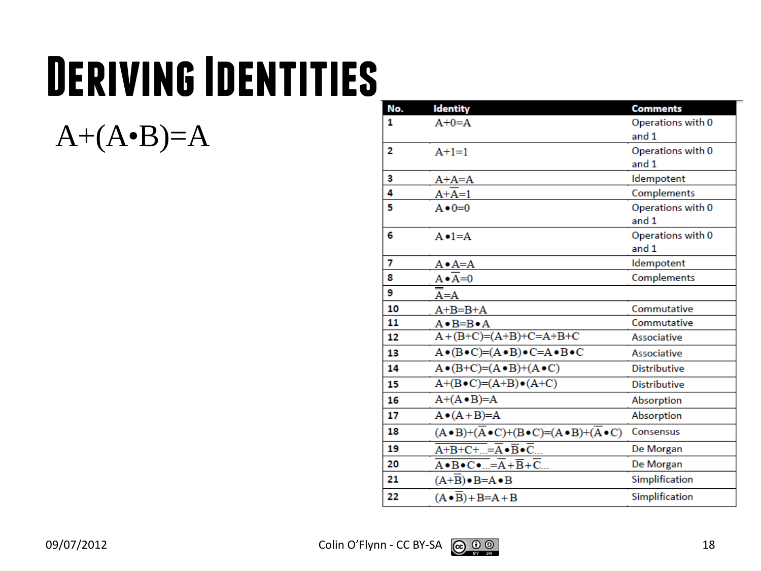# Deriving Identities

$A+(A \bullet B)=A$

| No. | Identity | Comments |
|---|---|---|
| 1 | $A+0=A$ | Operations with 0 and 1 |
| 2 | $A+1=1$ | Operations with 0 and 1 |
| 3 | $A+A=A$ | Idempotent |
| 4 | $A+\overline{A}=1$ | Complements |
| 5 | $A \bullet 0=0$ | Operations with 0 and 1 |
| 6 | $A \bullet 1=A$ | Operations with 0 and 1 |
| 7 | $A \bullet A=A$ | Idempotent |
| 8 | $A \bullet \overline{A}=0$ | Complements |
| 9 | $\overline{\overline{A}}=A$ | |
| 10 | $A+B=B+A$ | Commutative |
| 11 | $A \bullet B=B \bullet A$ | Commutative |
| 12 | $A+(B+C)=(A+B)+C=A+B+C$ | Associative |
| 13 | $A \bullet (B \bullet C)=(A \bullet B) \bullet C=A \bullet B \bullet C$ | Associative |
| 14 | $A \bullet (B+C)=(A \bullet B)+(A \bullet C)$ | Distributive |
| 15 | $A+(B \bullet C)=(A+B) \bullet (A+C)$ | Distributive |
| 16 | $A+(A \bullet B)=A$ | Absorption |
| 17 | $A \bullet (A+B)=A$ | Absorption |
| 18 | $(A \bullet B)+(\overline{A} \bullet C)+(B \bullet C)=(A \bullet B)+(\overline{A} \bullet C)$ | Consensus |
| 19 | $\overline{A+B+C+\ldots}=\overline{A} \bullet \overline{B} \bullet \overline{C}\ldots$ | De Morgan |
| 20 | $\overline{A \bullet B \bullet C \bullet \ldots}=\overline{A}+\overline{B}+\overline{C}\ldots$ | De Morgan |
| 21 | $(A+\overline{B}) \bullet B=A \bullet B$ | Simplification |
| 22 | $(A \bullet \overline{B})+B=A+B$ | Simplification |

09/07/2012 Colin O'Flynn - CC BY-SA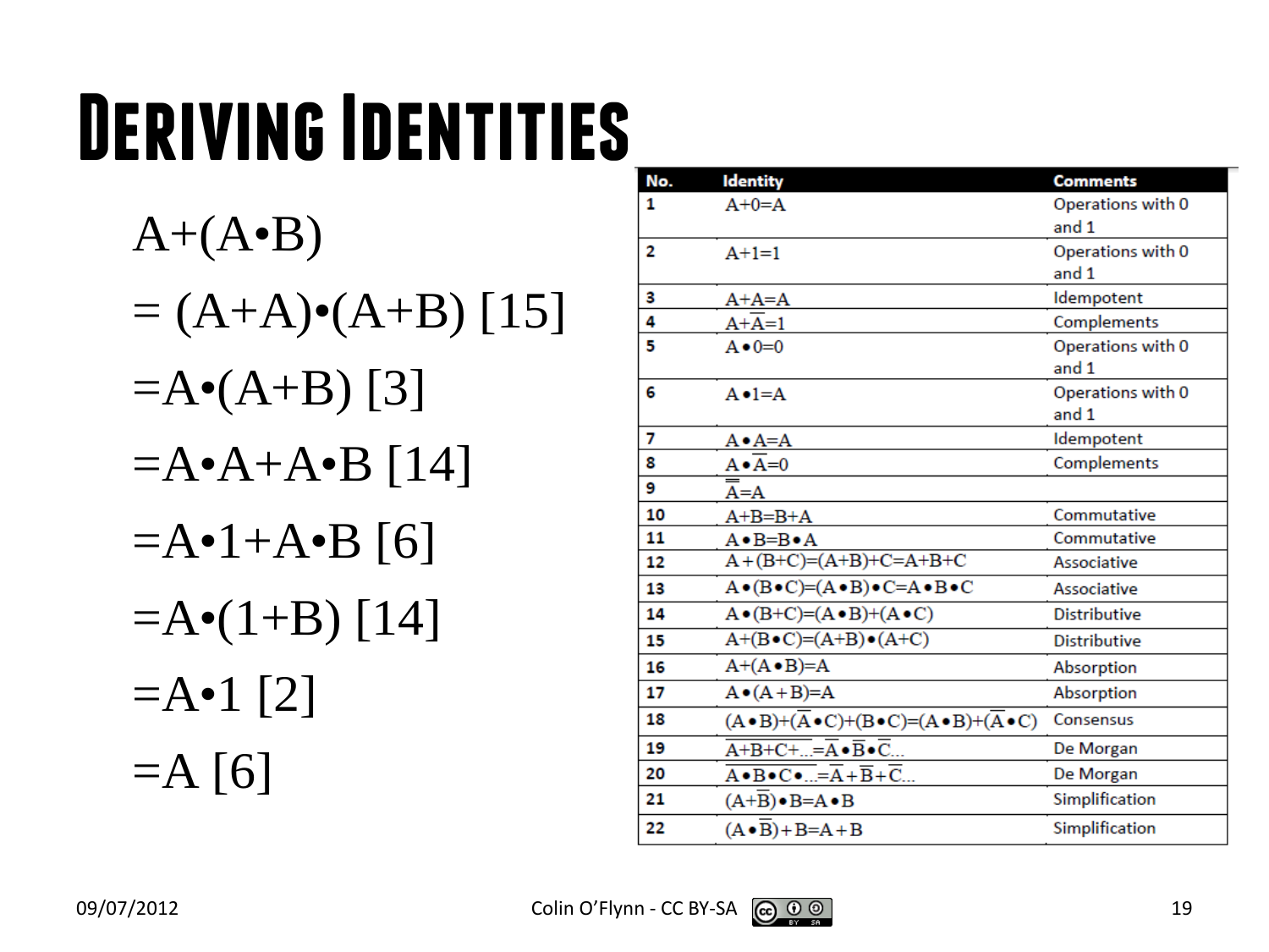# Deriving Identities

$A+(A \bullet B)$

$= (A+A) \bullet (A+B)$ [15]

$= A \bullet (A+B)$ [3]

$= A \bullet A + A \bullet B$ [14]

$= A \bullet 1 + A \bullet B$ [6]

$= A \bullet (1+B)$ [14]

$= A \bullet 1$ [2]

$= A$ [6]

| No. | Identity | Comments |
|---|---|---|
| 1 | $A+0=A$ | Operations with 0 and 1 |
| 2 | $A+1=1$ | Operations with 0 and 1 |
| 3 | $A+A=A$ | Idempotent |
| 4 | $A+\overline{A}=1$ | Complements |
| 5 | $A \bullet 0=0$ | Operations with 0 and 1 |
| 6 | $A \bullet 1=A$ | Operations with 0 and 1 |
| 7 | $A \bullet A=A$ | Idempotent |
| 8 | $A \bullet \overline{A}=0$ | Complements |
| 9 | $\overline{\overline{A}}=A$ | |
| 10 | $A+B=B+A$ | Commutative |
| 11 | $A \bullet B=B \bullet A$ | Commutative |
| 12 | $A+(B+C)=(A+B)+C=A+B+C$ | Associative |
| 13 | $A \bullet (B \bullet C)=(A \bullet B) \bullet C=A \bullet B \bullet C$ | Associative |
| 14 | $A \bullet (B+C)=(A \bullet B)+(A \bullet C)$ | Distributive |
| 15 | $A+(B \bullet C)=(A+B) \bullet (A+C)$ | Distributive |
| 16 | $A+(A \bullet B)=A$ | Absorption |
| 17 | $A \bullet (A+B)=A$ | Absorption |
| 18 | $(A \bullet B)+(\overline{A} \bullet C)+(B \bullet C)=(A \bullet B)+(\overline{A} \bullet C)$ | Consensus |
| 19 | $\overline{A+B+C+\ldots}=\overline{A} \bullet \overline{B} \bullet \overline{C}\ldots$ | De Morgan |
| 20 | $\overline{A \bullet B \bullet C \bullet \ldots}=\overline{A}+\overline{B}+\overline{C}\ldots$ | De Morgan |
| 21 | $(A+\overline{B}) \bullet B=A \bullet B$ | Simplification |
| 22 | $(A \bullet \overline{B})+B=A+B$ | Simplification |

09/07/2012 Colin O'Flynn - CC BY-SA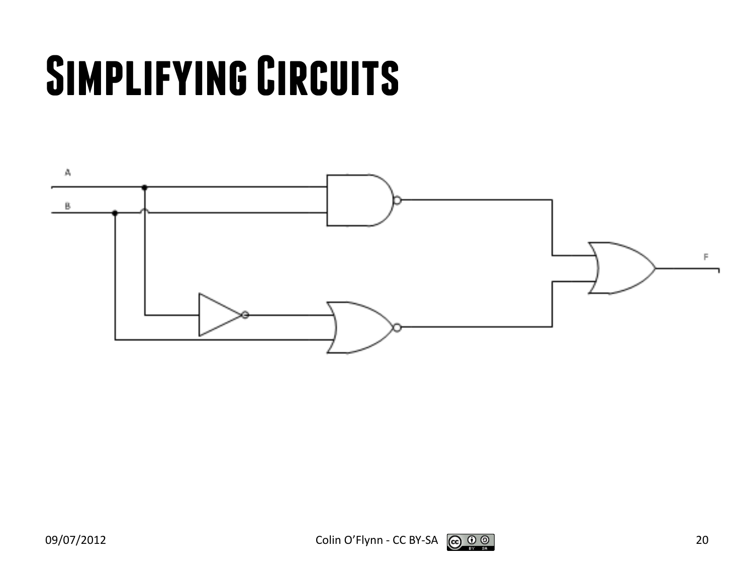# Simplifying Circuits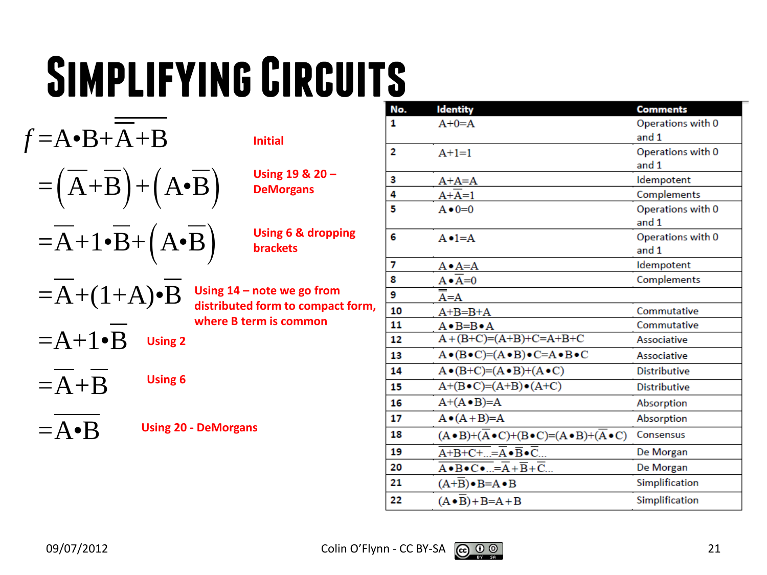# Simplifying Circuits

$$f = A \bullet B + \overline{\overline{A} + B}$$ **Initial**

$$= \left(\overline{A} + \overline{B}\right) + \left(A \bullet \overline{B}\right)$$ **Using 19 & 20 – DeMorgans**

$$= \overline{A} + 1 \bullet \overline{B} + \left(A \bullet \overline{B}\right)$$ **Using 6 & dropping brackets**

$$= \overline{A} + (1 + A) \bullet \overline{B}$$ **Using 14 – note we go from distributed form to compact form, where B term is common**

$$= A + 1 \bullet \overline{B}$$ **Using 2**

$$= \overline{A} + \overline{B}$$ **Using 6**

$$= \overline{A \bullet B}$$ **Using 20 - DeMorgans**

| No. | Identity | Comments |
|---|---|---|
| 1 | $A+0=A$ | Operations with 0 and 1 |
| 2 | $A+1=1$ | Operations with 0 and 1 |
| 3 | $A+A=A$ | Idempotent |
| 4 | $A+\overline{A}=1$ | Complements |
| 5 | $A \bullet 0=0$ | Operations with 0 and 1 |
| 6 | $A \bullet 1=A$ | Operations with 0 and 1 |
| 7 | $A \bullet A=A$ | Idempotent |
| 8 | $A \bullet \overline{A}=0$ | Complements |
| 9 | $\overline{\overline{A}}=A$ | |
| 10 | $A+B=B+A$ | Commutative |
| 11 | $A \bullet B=B \bullet A$ | Commutative |
| 12 | $A+(B+C)=(A+B)+C=A+B+C$ | Associative |
| 13 | $A \bullet (B \bullet C)=(A \bullet B) \bullet C=A \bullet B \bullet C$ | Associative |
| 14 | $A \bullet (B+C)=(A \bullet B)+(A \bullet C)$ | Distributive |
| 15 | $A+(B \bullet C)=(A+B) \bullet (A+C)$ | Distributive |
| 16 | $A+(A \bullet B)=A$ | Absorption |
| 17 | $A \bullet (A+B)=A$ | Absorption |
| 18 | $(A \bullet B)+(\overline{A} \bullet C)+(B \bullet C)=(A \bullet B)+(\overline{A} \bullet C)$ | Consensus |
| 19 | $\overline{A+B+C+\ldots}=\overline{A} \bullet \overline{B} \bullet \overline{C}\ldots$ | De Morgan |
| 20 | $\overline{A \bullet B \bullet C \bullet \ldots}=\overline{A}+\overline{B}+\overline{C}\ldots$ | De Morgan |
| 21 | $(A+\overline{B}) \bullet B=A \bullet B$ | Simplification |
| 22 | $(A \bullet \overline{B})+B=A+B$ | Simplification |

09/07/2012 Colin O'Flynn - CC BY-SA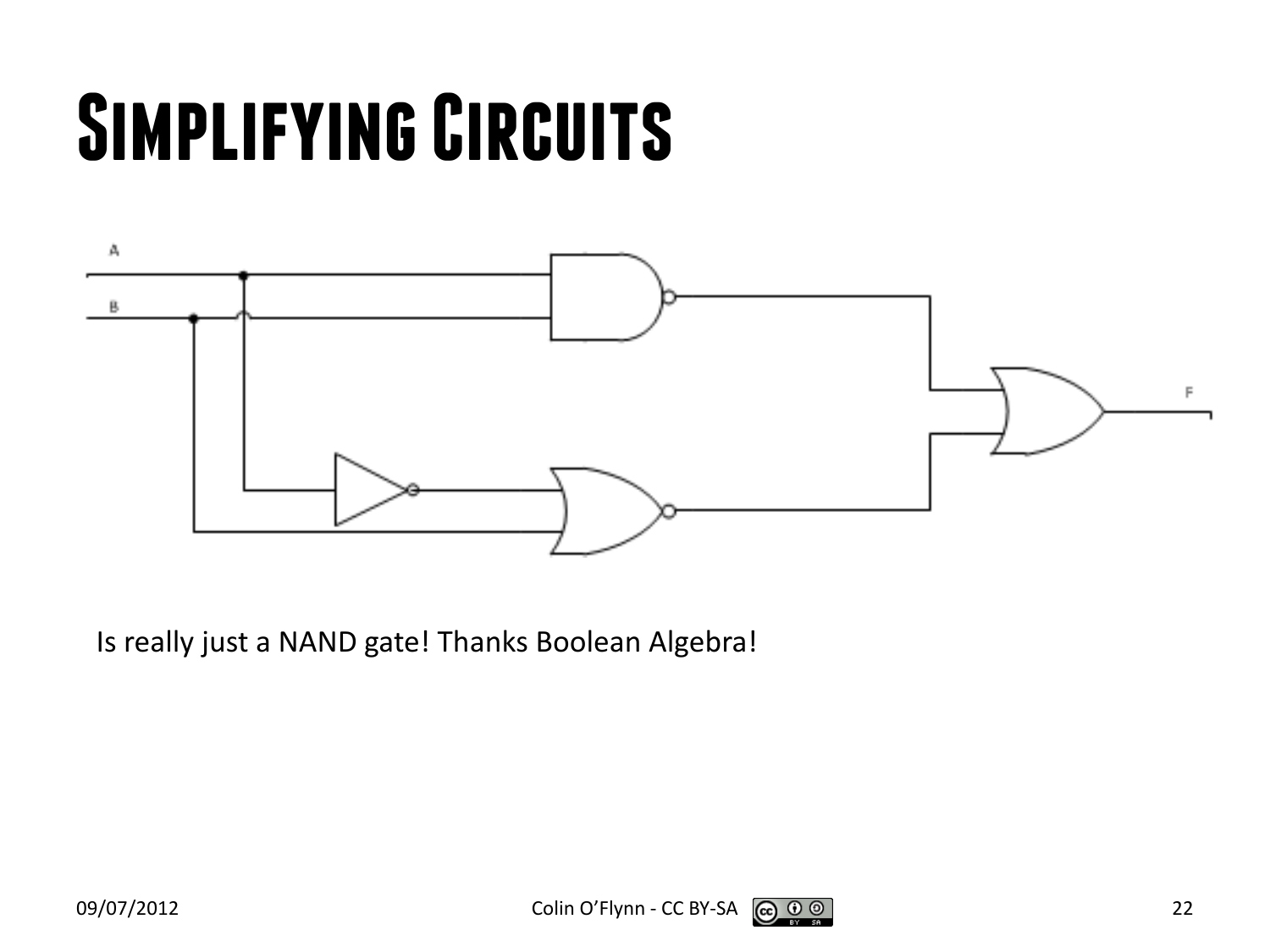# Simplifying Circuits

Is really just a NAND gate! Thanks Boolean Algebra!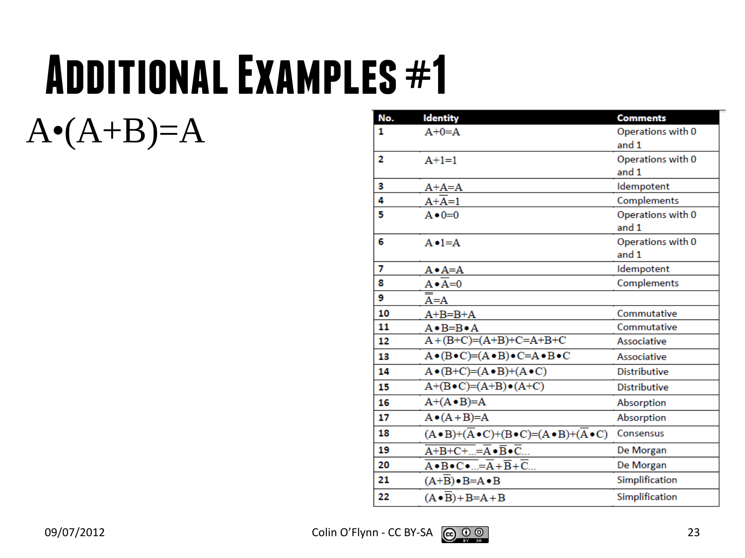# Additional Examples #1

$A \bullet (A+B) = A$

| No. | Identity | Comments |
|---|---|---|
| 1 | $A+0=A$ | Operations with 0 and 1 |
| 2 | $A+1=1$ | Operations with 0 and 1 |
| 3 | $A+A=A$ | Idempotent |
| 4 | $A+\overline{A}=1$ | Complements |
| 5 | $A \bullet 0=0$ | Operations with 0 and 1 |
| 6 | $A \bullet 1=A$ | Operations with 0 and 1 |
| 7 | $A \bullet A=A$ | Idempotent |
| 8 | $A \bullet \overline{A}=0$ | Complements |
| 9 | $\overline{\overline{A}}=A$ | |
| 10 | $A+B=B+A$ | Commutative |
| 11 | $A \bullet B=B \bullet A$ | Commutative |
| 12 | $A+(B+C)=(A+B)+C=A+B+C$ | Associative |
| 13 | $A \bullet (B \bullet C)=(A \bullet B) \bullet C=A \bullet B \bullet C$ | Associative |
| 14 | $A \bullet (B+C)=(A \bullet B)+(A \bullet C)$ | Distributive |
| 15 | $A+(B \bullet C)=(A+B) \bullet (A+C)$ | Distributive |
| 16 | $A+(A \bullet B)=A$ | Absorption |
| 17 | $A \bullet (A+B)=A$ | Absorption |
| 18 | $(A \bullet B)+(\overline{A} \bullet C)+(B \bullet C)=(A \bullet B)+(\overline{A} \bullet C)$ | Consensus |
| 19 | $\overline{A+B+C+\ldots}=\overline{A} \bullet \overline{B} \bullet \overline{C}\ldots$ | De Morgan |
| 20 | $\overline{A \bullet B \bullet C \bullet \ldots}=\overline{A}+\overline{B}+\overline{C}\ldots$ | De Morgan |
| 21 | $(A+\overline{B}) \bullet B=A \bullet B$ | Simplification |
| 22 | $(A \bullet \overline{B})+B=A+B$ | Simplification |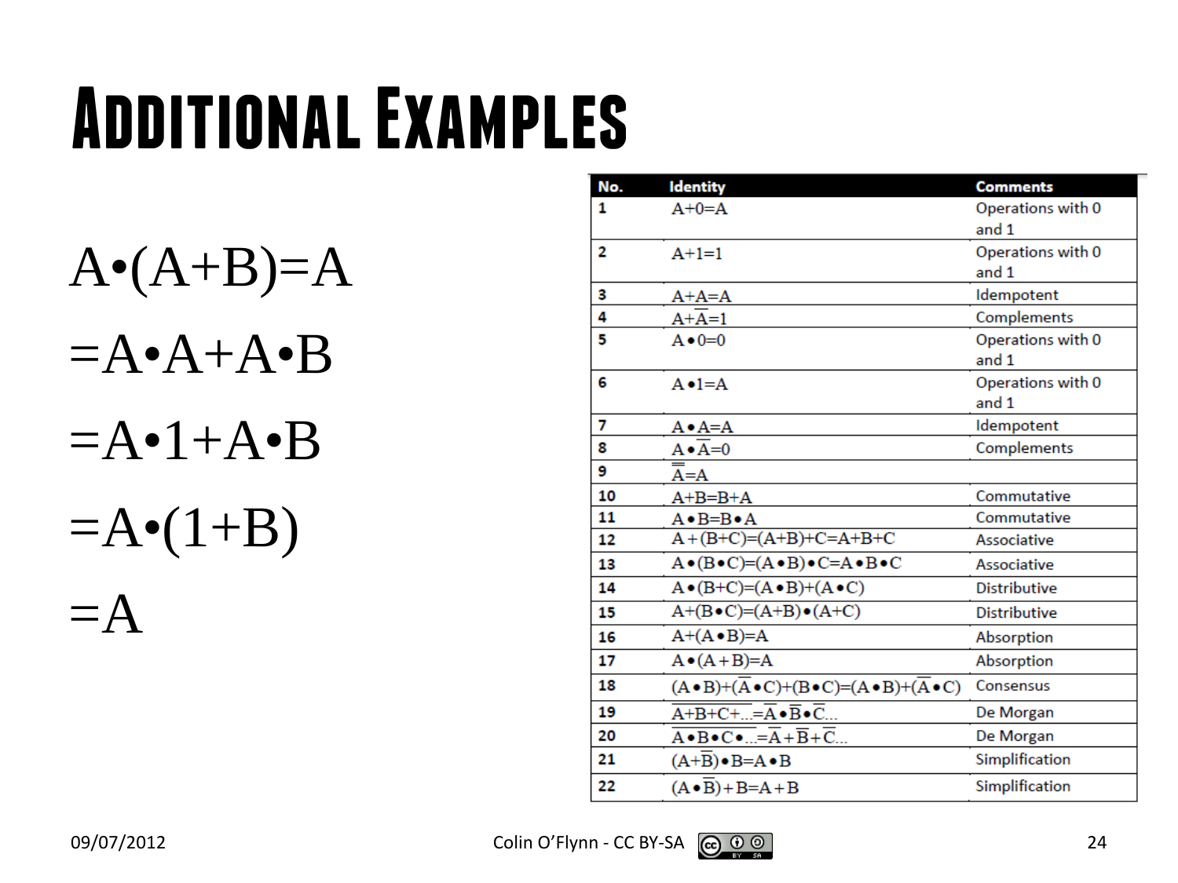# Additional Examples

$$A \bullet (A+B) = A$$

$$= A \bullet A + A \bullet B$$

$$= A \bullet 1 + A \bullet B$$

$$= A \bullet (1+B)$$

$$= A$$

| No. | Identity | Comments |
|---|---|---|
| 1 | $A+0=A$ | Operations with 0 and 1 |
| 2 | $A+1=1$ | Operations with 0 and 1 |
| 3 | $A+A=A$ | Idempotent |
| 4 | $A+\overline{A}=1$ | Complements |
| 5 | $A \bullet 0=0$ | Operations with 0 and 1 |
| 6 | $A \bullet 1=A$ | Operations with 0 and 1 |
| 7 | $A \bullet A=A$ | Idempotent |
| 8 | $A \bullet \overline{A}=0$ | Complements |
| 9 | $\overline{\overline{A}}=A$ | |
| 10 | $A+B=B+A$ | Commutative |
| 11 | $A \bullet B=B \bullet A$ | Commutative |
| 12 | $A+(B+C)=(A+B)+C=A+B+C$ | Associative |
| 13 | $A \bullet (B \bullet C)=(A \bullet B) \bullet C=A \bullet B \bullet C$ | Associative |
| 14 | $A \bullet (B+C)=(A \bullet B)+(A \bullet C)$ | Distributive |
| 15 | $A+(B \bullet C)=(A+B) \bullet (A+C)$ | Distributive |
| 16 | $A+(A \bullet B)=A$ | Absorption |
| 17 | $A \bullet (A+B)=A$ | Absorption |
| 18 | $(A \bullet B)+(\overline{A} \bullet C)+(B \bullet C)=(A \bullet B)+(\overline{A} \bullet C)$ | Consensus |
| 19 | $\overline{A+B+C+\ldots}=\overline{A} \bullet \overline{B} \bullet \overline{C}\ldots$ | De Morgan |
| 20 | $\overline{A \bullet B \bullet C \bullet \ldots}=\overline{A}+\overline{B}+\overline{C}\ldots$ | De Morgan |
| 21 | $(A+\overline{B}) \bullet B=A \bullet B$ | Simplification |
| 22 | $(A \bullet \overline{B})+B=A+B$ | Simplification |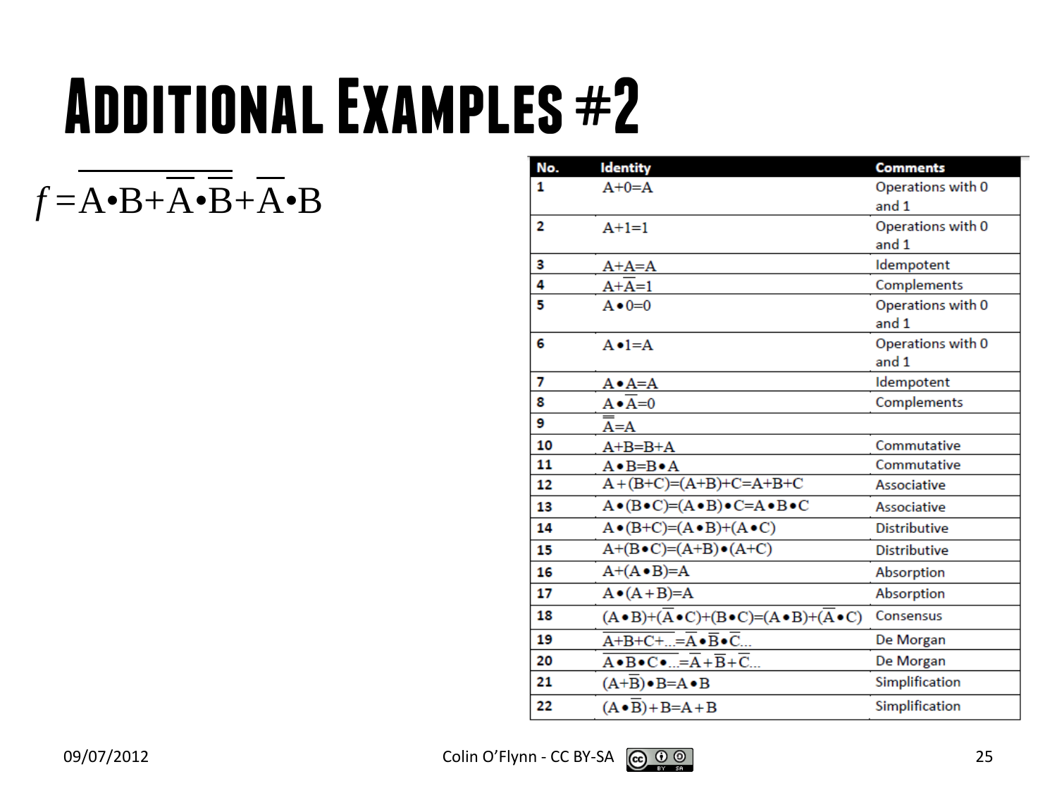# Additional Examples #2

$$f = \overline{A \bullet B + \overline{A} \bullet \overline{B} + \overline{A} \bullet B}$$

| No. | Identity | Comments |
|---|---|---|
| 1 | $A+0=A$ | Operations with 0 and 1 |
| 2 | $A+1=1$ | Operations with 0 and 1 |
| 3 | $A+A=A$ | Idempotent |
| 4 | $A+\overline{A}=1$ | Complements |
| 5 | $A \bullet 0=0$ | Operations with 0 and 1 |
| 6 | $A \bullet 1=A$ | Operations with 0 and 1 |
| 7 | $A \bullet A=A$ | Idempotent |
| 8 | $A \bullet \overline{A}=0$ | Complements |
| 9 | $\overline{\overline{A}}=A$ | |
| 10 | $A+B=B+A$ | Commutative |
| 11 | $A \bullet B=B \bullet A$ | Commutative |
| 12 | $A+(B+C)=(A+B)+C=A+B+C$ | Associative |
| 13 | $A \bullet (B \bullet C)=(A \bullet B) \bullet C=A \bullet B \bullet C$ | Associative |
| 14 | $A \bullet (B+C)=(A \bullet B)+(A \bullet C)$ | Distributive |
| 15 | $A+(B \bullet C)=(A+B) \bullet (A+C)$ | Distributive |
| 16 | $A+(A \bullet B)=A$ | Absorption |
| 17 | $A \bullet (A+B)=A$ | Absorption |
| 18 | $(A \bullet B)+(\overline{A} \bullet C)+(B \bullet C)=(A \bullet B)+(\overline{A} \bullet C)$ | Consensus |
| 19 | $\overline{A+B+C+\ldots}=\overline{A} \bullet \overline{B} \bullet \overline{C}\ldots$ | De Morgan |
| 20 | $\overline{A \bullet B \bullet C \bullet \ldots}=\overline{A}+\overline{B}+\overline{C}\ldots$ | De Morgan |
| 21 | $(A+\overline{B}) \bullet B=A \bullet B$ | Simplification |
| 22 | $(A \bullet \overline{B})+B=A+B$ | Simplification |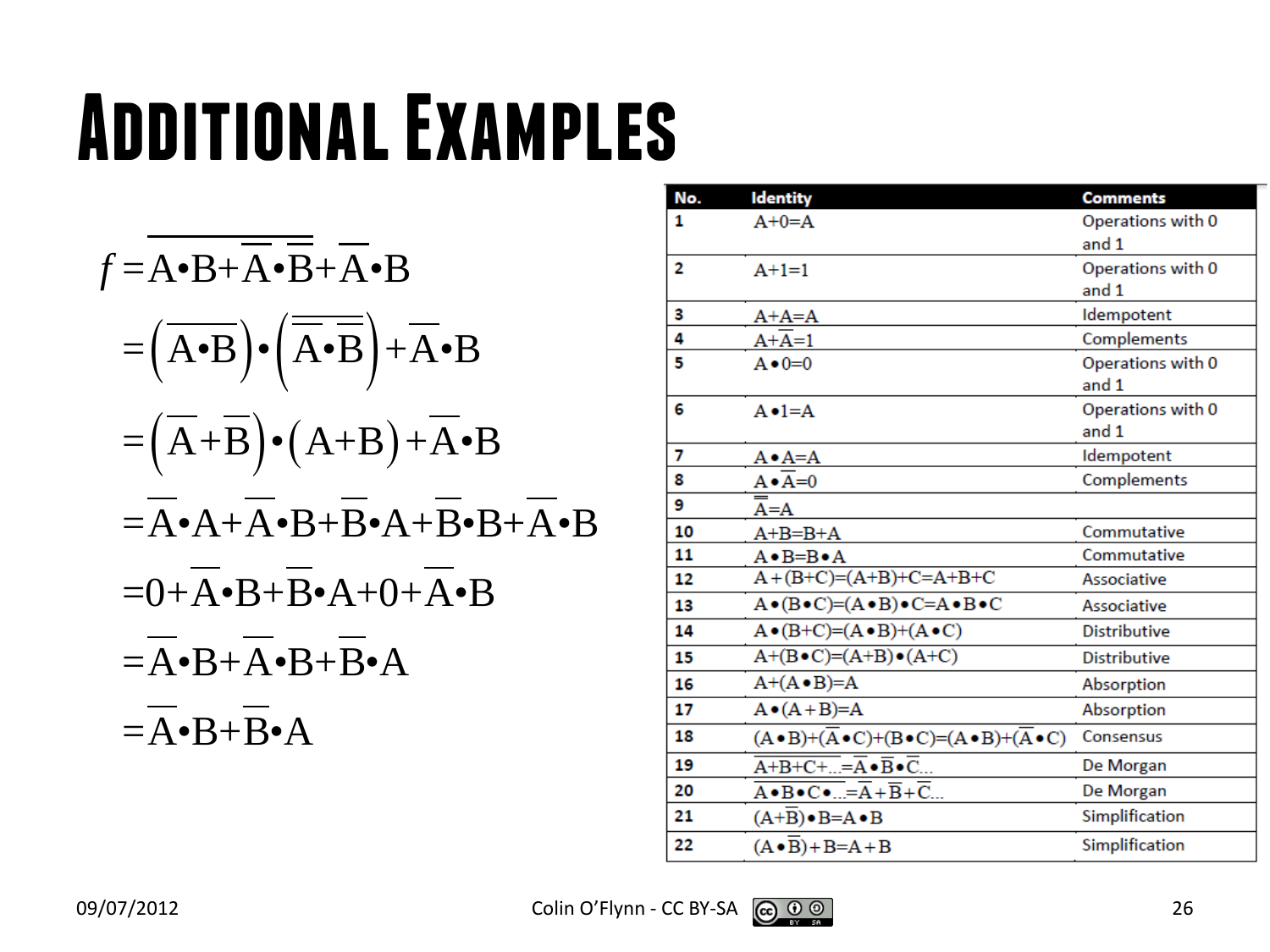# Additional Examples

$$f=\overline{A\bullet B+\overline{A}\bullet\overline{B}}+\overline{A}\bullet B$$

$$=\left(\overline{A\bullet B}\right)\bullet\left(\overline{\overline{A}\bullet\overline{B}}\right)+\overline{A}\bullet B$$

$$=\left(\overline{A}+\overline{B}\right)\bullet\left(A+B\right)+\overline{A}\bullet B$$

$$=\overline{A}\bullet A+\overline{A}\bullet B+\overline{B}\bullet A+\overline{B}\bullet B+\overline{A}\bullet B$$

$$=0+\overline{A}\bullet B+\overline{B}\bullet A+0+\overline{A}\bullet B$$

$$=\overline{A}\bullet B+\overline{A}\bullet B+\overline{B}\bullet A$$

$$=\overline{A}\bullet B+\overline{B}\bullet A$$

| No. | Identity | Comments |
|---|---|---|
| 1 | $A+0=A$ | Operations with 0 and 1 |
| 2 | $A+1=1$ | Operations with 0 and 1 |
| 3 | $A+A=A$ | Idempotent |
| 4 | $A+\overline{A}=1$ | Complements |
| 5 | $A\bullet 0=0$ | Operations with 0 and 1 |
| 6 | $A\bullet 1=A$ | Operations with 0 and 1 |
| 7 | $A\bullet A=A$ | Idempotent |
| 8 | $A\bullet\overline{A}=0$ | Complements |
| 9 | $\overline{\overline{A}}=A$ | |
| 10 | $A+B=B+A$ | Commutative |
| 11 | $A\bullet B=B\bullet A$ | Commutative |
| 12 | $A+(B+C)=(A+B)+C=A+B+C$ | Associative |
| 13 | $A\bullet(B\bullet C)=(A\bullet B)\bullet C=A\bullet B\bullet C$ | Associative |
| 14 | $A\bullet(B+C)=(A\bullet B)+(A\bullet C)$ | Distributive |
| 15 | $A+(B\bullet C)=(A+B)\bullet(A+C)$ | Distributive |
| 16 | $A+(A\bullet B)=A$ | Absorption |
| 17 | $A\bullet(A+B)=A$ | Absorption |
| 18 | $(A\bullet B)+(\overline{A}\bullet C)+(B\bullet C)=(A\bullet B)+(\overline{A}\bullet C)$ | Consensus |
| 19 | $\overline{A+B+C+\ldots}=\overline{A}\bullet\overline{B}\bullet\overline{C}\ldots$ | De Morgan |
| 20 | $\overline{A\bullet B\bullet C\bullet\ldots}=\overline{A}+\overline{B}+\overline{C}\ldots$ | De Morgan |
| 21 | $(A+\overline{B})\bullet B=A\bullet B$ | Simplification |
| 22 | $(A\bullet\overline{B})+B=A+B$ | Simplification |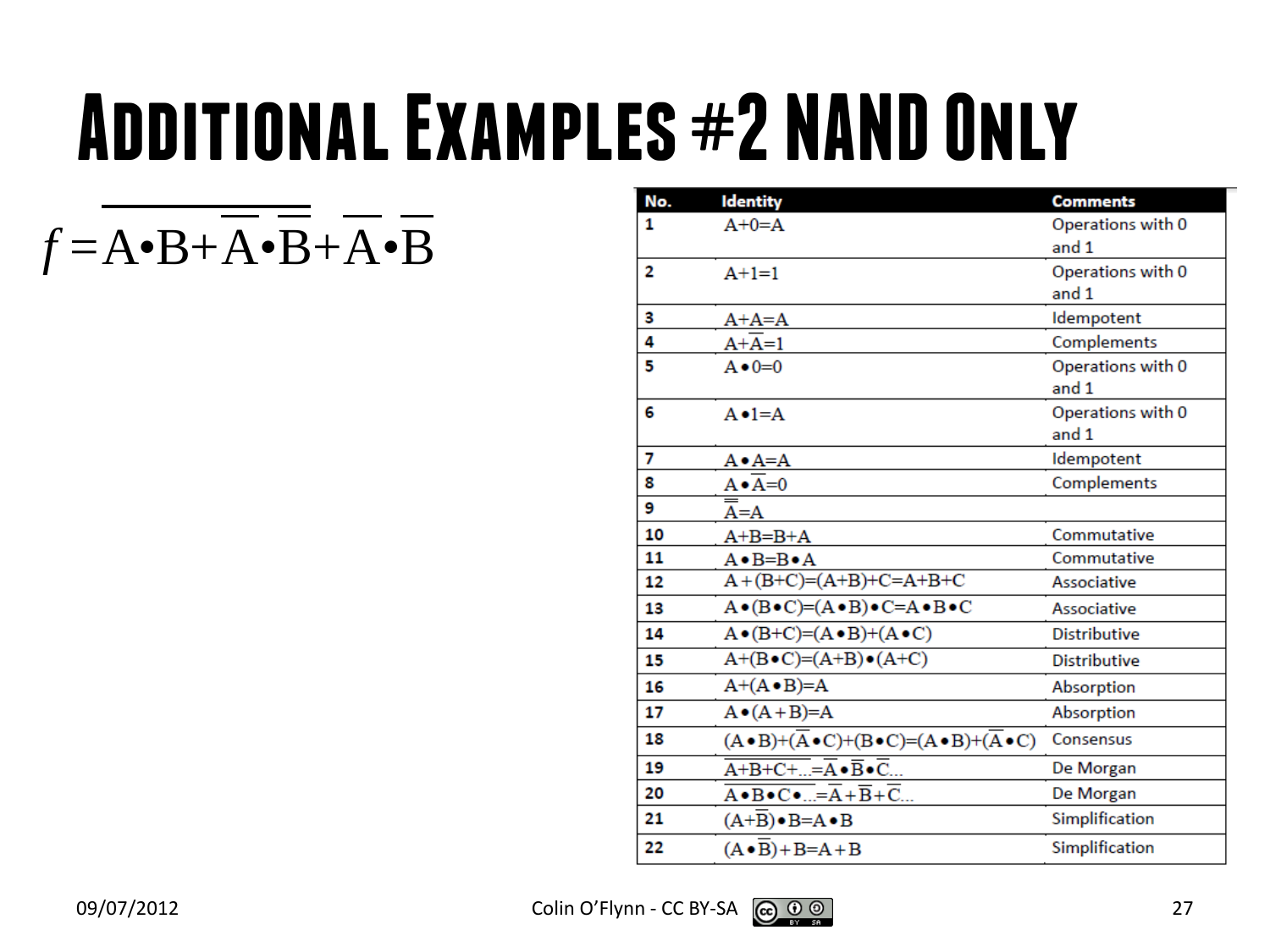# Additional Examples #2 NAND Only

$$f = \overline{A \bullet B + \overline{A} \bullet \overline{B} + \overline{A} \bullet \overline{B}}$$

| No. | Identity | Comments |
|---|---|---|
| 1 | $A+0=A$ | Operations with 0 and 1 |
| 2 | $A+1=1$ | Operations with 0 and 1 |
| 3 | $A+A=A$ | Idempotent |
| 4 | $A+\overline{A}=1$ | Complements |
| 5 | $A \bullet 0=0$ | Operations with 0 and 1 |
| 6 | $A \bullet 1=A$ | Operations with 0 and 1 |
| 7 | $A \bullet A=A$ | Idempotent |
| 8 | $A \bullet \overline{A}=0$ | Complements |
| 9 | $\overline{\overline{A}}=A$ | |
| 10 | $A+B=B+A$ | Commutative |
| 11 | $A \bullet B=B \bullet A$ | Commutative |
| 12 | $A+(B+C)=(A+B)+C=A+B+C$ | Associative |
| 13 | $A \bullet (B \bullet C)=(A \bullet B) \bullet C=A \bullet B \bullet C$ | Associative |
| 14 | $A \bullet (B+C)=(A \bullet B)+(A \bullet C)$ | Distributive |
| 15 | $A+(B \bullet C)=(A+B) \bullet (A+C)$ | Distributive |
| 16 | $A+(A \bullet B)=A$ | Absorption |
| 17 | $A \bullet (A+B)=A$ | Absorption |
| 18 | $(A \bullet B)+(\overline{A} \bullet C)+(B \bullet C)=(A \bullet B)+(\overline{A} \bullet C)$ | Consensus |
| 19 | $\overline{A+B+C+\ldots}=\overline{A} \bullet \overline{B} \bullet \overline{C}\ldots$ | De Morgan |
| 20 | $\overline{A \bullet B \bullet C \bullet \ldots}=\overline{A}+\overline{B}+\overline{C}\ldots$ | De Morgan |
| 21 | $(A+\overline{B}) \bullet B=A \bullet B$ | Simplification |
| 22 | $(A \bullet \overline{B})+B=A+B$ | Simplification |

09/07/2012 Colin O'Flynn - CC BY-SA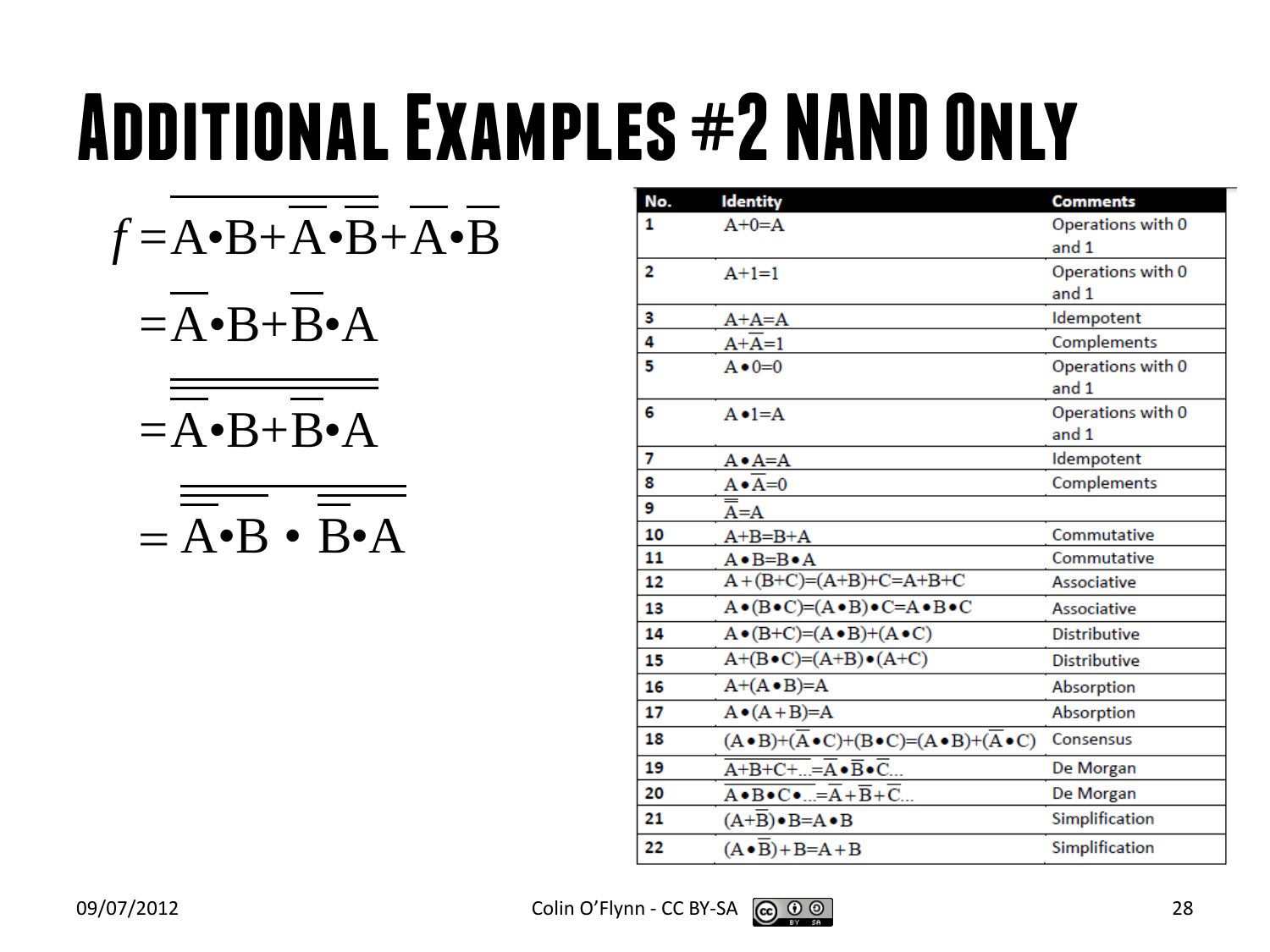# Additional Examples #2 NAND Only

$$f = \overline{A \bullet B + \overline{A} \bullet \overline{B}} + \overline{A} \bullet \overline{B}$$

$$= \overline{A} \bullet B + \overline{B} \bullet A$$

$$= \overline{\overline{\overline{A} \bullet B + \overline{B} \bullet A}}$$

$$= \overline{\overline{\overline{A} \bullet B} \bullet \overline{\overline{B} \bullet A}}$$

| No. | Identity | Comments |
|---|---|---|
| 1 | $A+0=A$ | Operations with 0 and 1 |
| 2 | $A+1=1$ | Operations with 0 and 1 |
| 3 | $A+A=A$ | Idempotent |
| 4 | $A+\overline{A}=1$ | Complements |
| 5 | $A \bullet 0=0$ | Operations with 0 and 1 |
| 6 | $A \bullet 1=A$ | Operations with 0 and 1 |
| 7 | $A \bullet A=A$ | Idempotent |
| 8 | $A \bullet \overline{A}=0$ | Complements |
| 9 | $\overline{\overline{A}}=A$ | |
| 10 | $A+B=B+A$ | Commutative |
| 11 | $A \bullet B=B \bullet A$ | Commutative |
| 12 | $A+(B+C)=(A+B)+C=A+B+C$ | Associative |
| 13 | $A \bullet (B \bullet C)=(A \bullet B) \bullet C=A \bullet B \bullet C$ | Associative |
| 14 | $A \bullet (B+C)=(A \bullet B)+(A \bullet C)$ | Distributive |
| 15 | $A+(B \bullet C)=(A+B) \bullet (A+C)$ | Distributive |
| 16 | $A+(A \bullet B)=A$ | Absorption |
| 17 | $A \bullet (A+B)=A$ | Absorption |
| 18 | $(A \bullet B)+(\overline{A} \bullet C)+(B \bullet C)=(A \bullet B)+(\overline{A} \bullet C)$ | Consensus |
| 19 | $\overline{A+B+C+\ldots}=\overline{A} \bullet \overline{B} \bullet \overline{C}\ldots$ | De Morgan |
| 20 | $\overline{A \bullet B \bullet C \bullet \ldots}=\overline{A}+\overline{B}+\overline{C}\ldots$ | De Morgan |
| 21 | $(A+\overline{B}) \bullet B=A \bullet B$ | Simplification |
| 22 | $(A \bullet \overline{B})+B=A+B$ | Simplification |

09/07/2012 Colin O'Flynn - CC BY-SA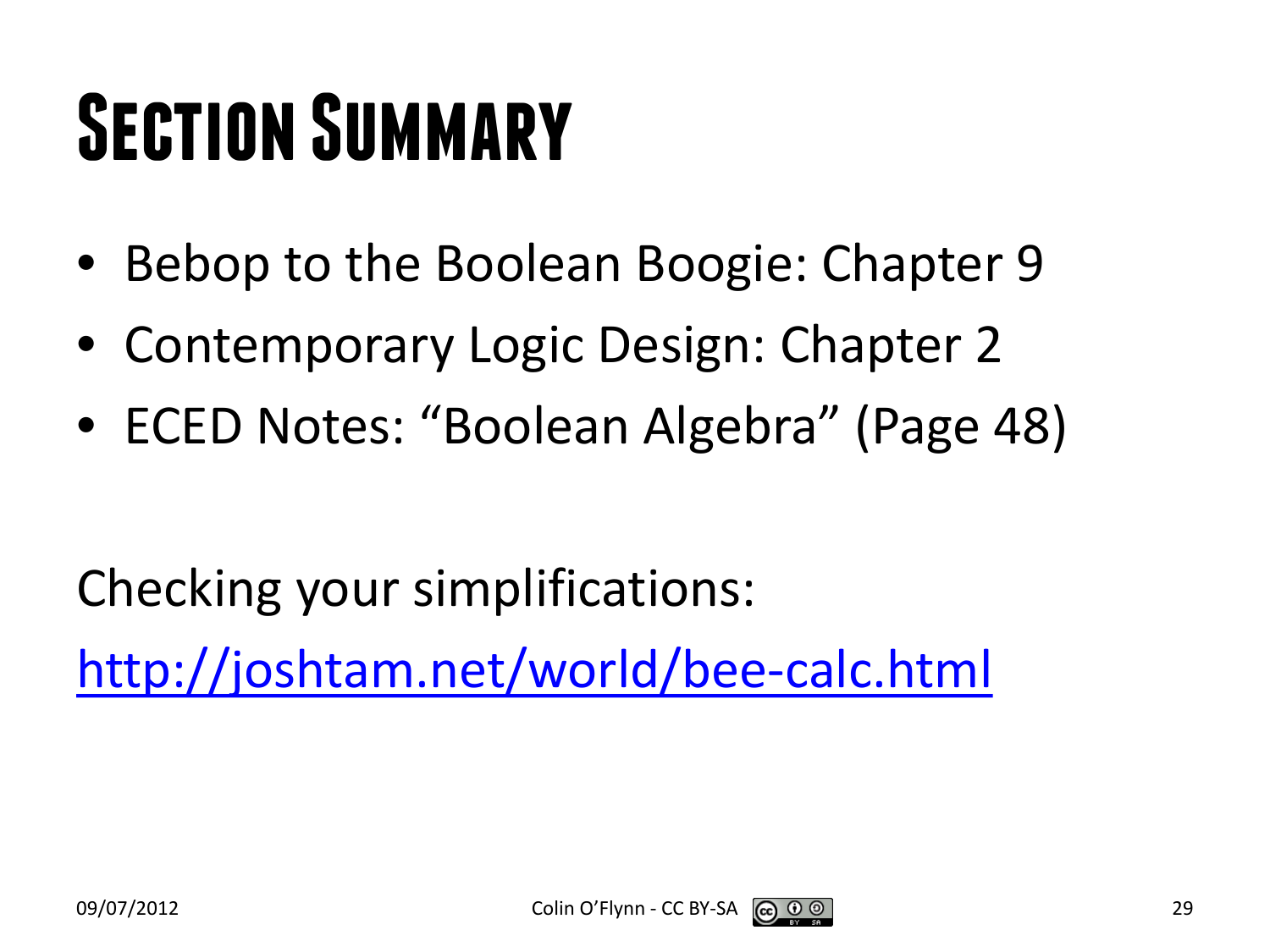# Section Summary

- Bebop to the Boolean Boogie: Chapter 9
- Contemporary Logic Design: Chapter 2
- ECED Notes: “Boolean Algebra” (Page 48)

Checking your simplifications:

[http://joshtam.net/world/bee-calc.html](http://joshtam.net/world/bee-calc.html)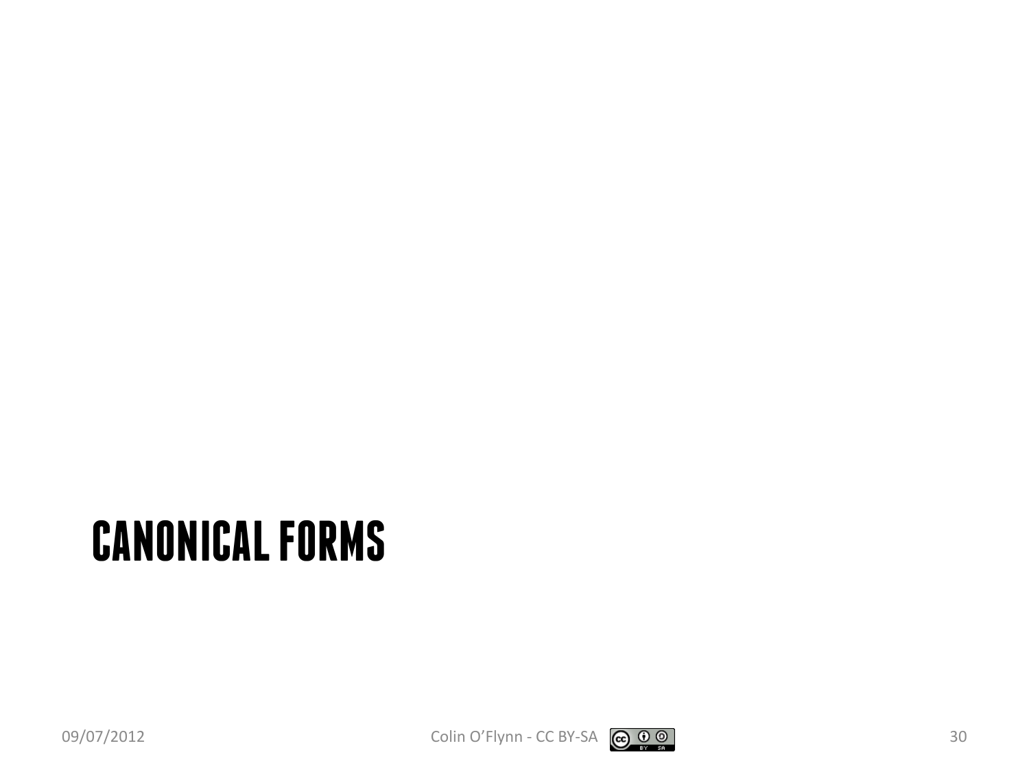# CANONICAL FORMS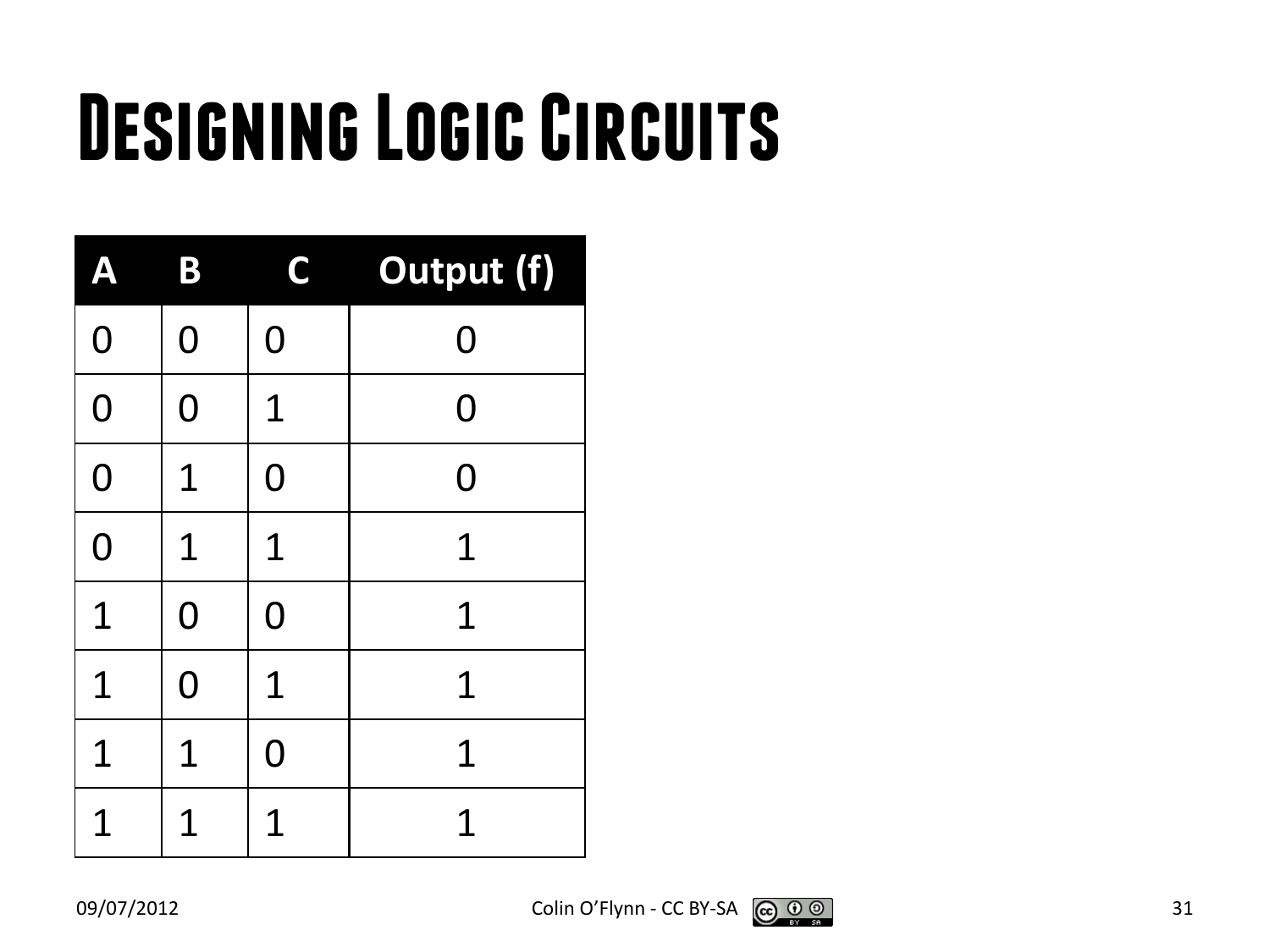# Designing Logic Circuits

| A | B | C | Output (f) |
|---|---|---|---|
| 0 | 0 | 0 | 0 |
| 0 | 0 | 1 | 0 |
| 0 | 1 | 0 | 0 |
| 0 | 1 | 1 | 1 |
| 1 | 0 | 0 | 1 |
| 1 | 0 | 1 | 1 |
| 1 | 1 | 0 | 1 |
| 1 | 1 | 1 | 1 |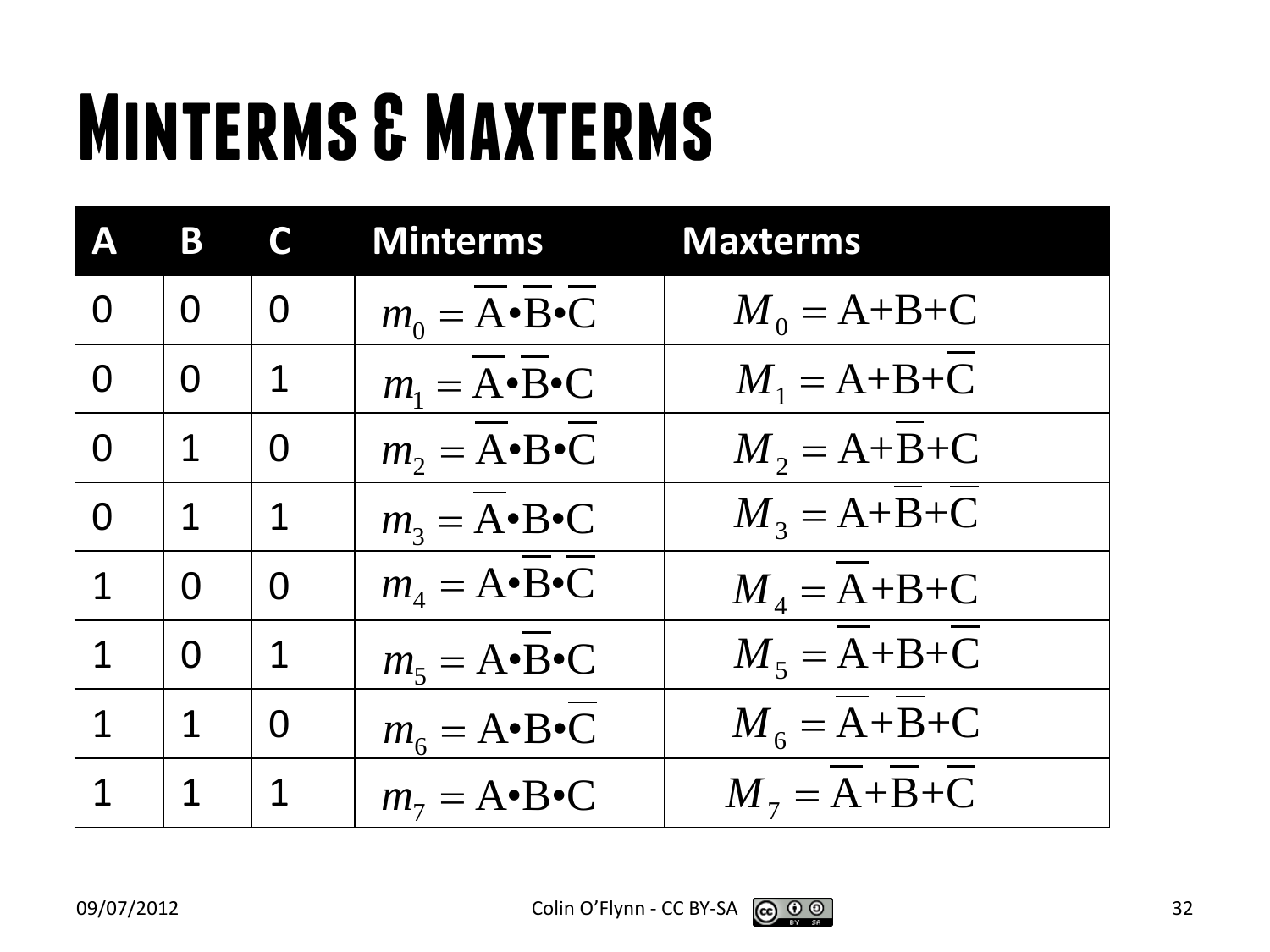# Minterms & Maxterms

| A | B | C | Minterms | Maxterms |
|---|---|---|---|---|
| 0 | 0 | 0 | $m_0 = \overline{A} \bullet \overline{B} \bullet \overline{C}$ | $M_0 = A + B + C$ |
| 0 | 0 | 1 | $m_1 = \overline{A} \bullet \overline{B} \bullet C$ | $M_1 = A + B + \overline{C}$ |
| 0 | 1 | 0 | $m_2 = \overline{A} \bullet B \bullet \overline{C}$ | $M_2 = A + \overline{B} + C$ |
| 0 | 1 | 1 | $m_3 = \overline{A} \bullet B \bullet C$ | $M_3 = A + \overline{B} + \overline{C}$ |
| 1 | 0 | 0 | $m_4 = A \bullet \overline{B} \bullet \overline{C}$ | $M_4 = \overline{A} + B + C$ |
| 1 | 0 | 1 | $m_5 = A \bullet \overline{B} \bullet C$ | $M_5 = \overline{A} + B + \overline{C}$ |
| 1 | 1 | 0 | $m_6 = A \bullet B \bullet \overline{C}$ | $M_6 = \overline{A} + \overline{B} + C$ |
| 1 | 1 | 1 | $m_7 = A \bullet B \bullet C$ | $M_7 = \overline{A} + \overline{B} + \overline{C}$ |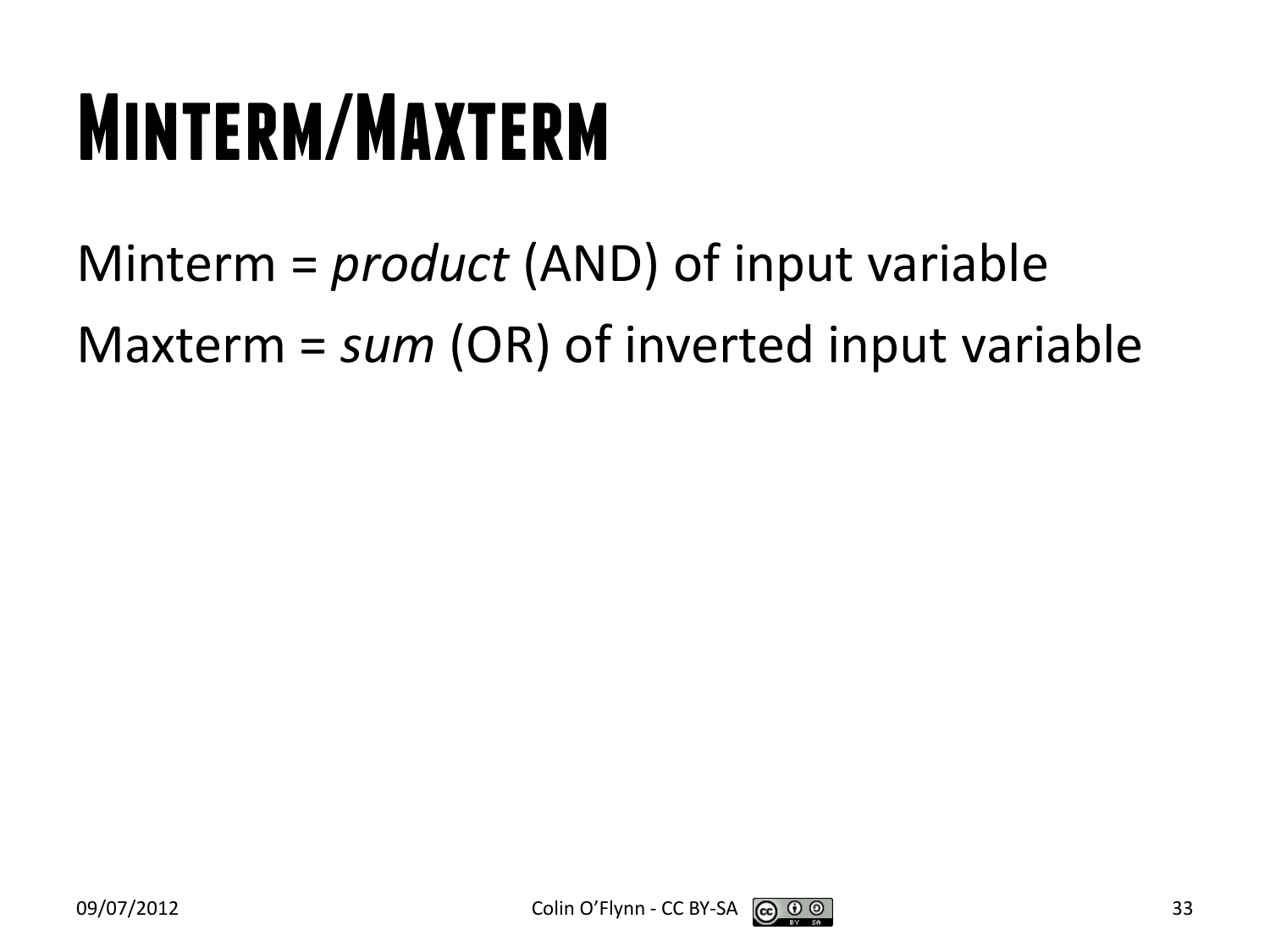# Minterm/Maxterm

Minterm = *product* (AND) of input variable

Maxterm = *sum* (OR) of inverted input variable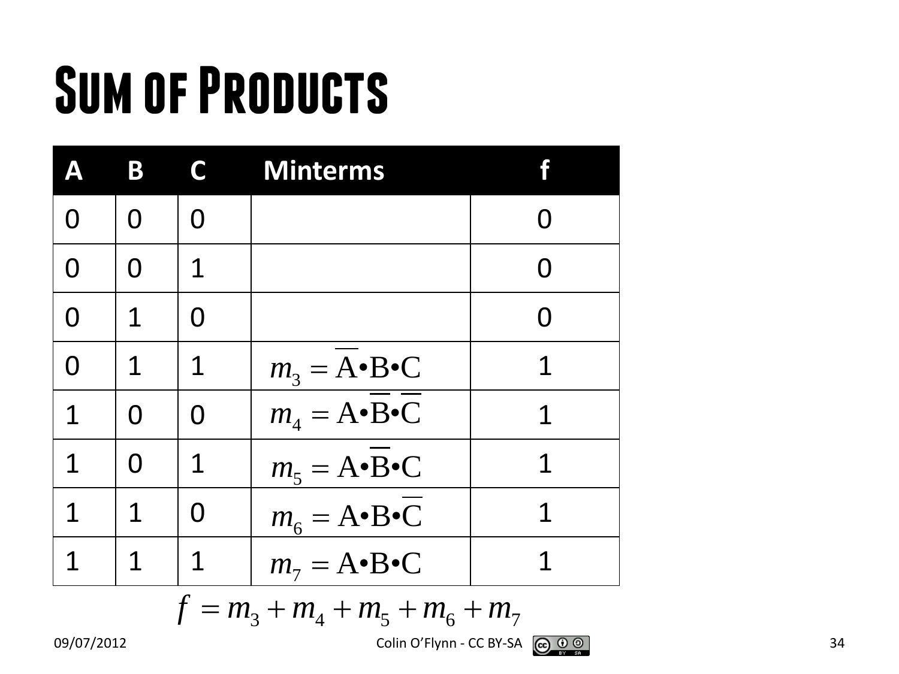# Sum of Products

| A | B | C | Minterms | f |
|---|---|---|---|---|
| 0 | 0 | 0 | | 0 |
| 0 | 0 | 1 | | 0 |
| 0 | 1 | 0 | | 0 |
| 0 | 1 | 1 | $m_3 = \overline{\mathrm{A}} \bullet \mathrm{B} \bullet \mathrm{C}$ | 1 |
| 1 | 0 | 0 | $m_4 = \mathrm{A} \bullet \overline{\mathrm{B}} \bullet \overline{\mathrm{C}}$ | 1 |
| 1 | 0 | 1 | $m_5 = \mathrm{A} \bullet \overline{\mathrm{B}} \bullet \mathrm{C}$ | 1 |
| 1 | 1 | 0 | $m_6 = \mathrm{A} \bullet \mathrm{B} \bullet \overline{\mathrm{C}}$ | 1 |
| 1 | 1 | 1 | $m_7 = \mathrm{A} \bullet \mathrm{B} \bullet \mathrm{C}$ | 1 |

$$f = m_3 + m_4 + m_5 + m_6 + m_7$$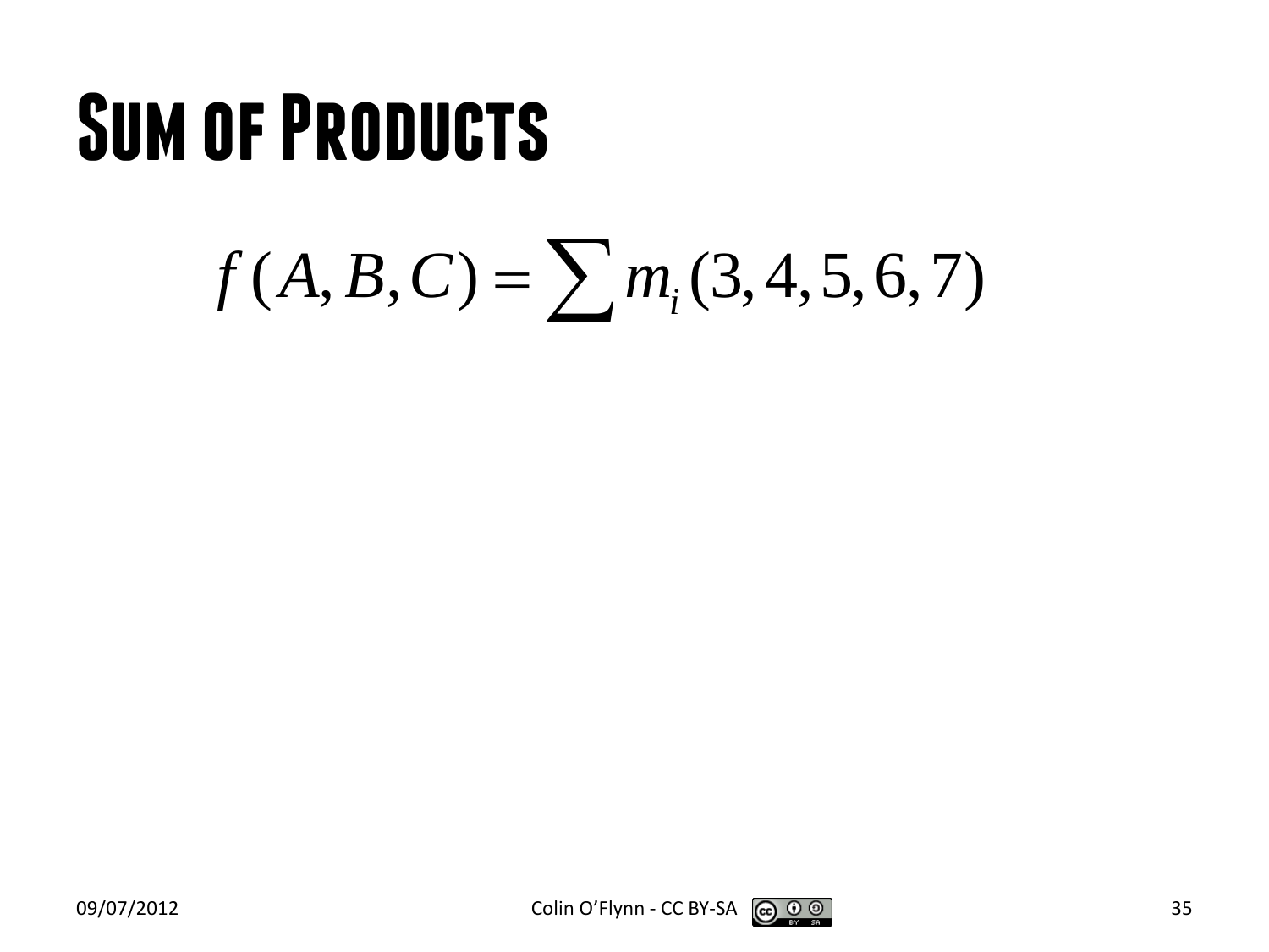# Sum of Products

$$f(A, B, C) = \sum m_i(3, 4, 5, 6, 7)$$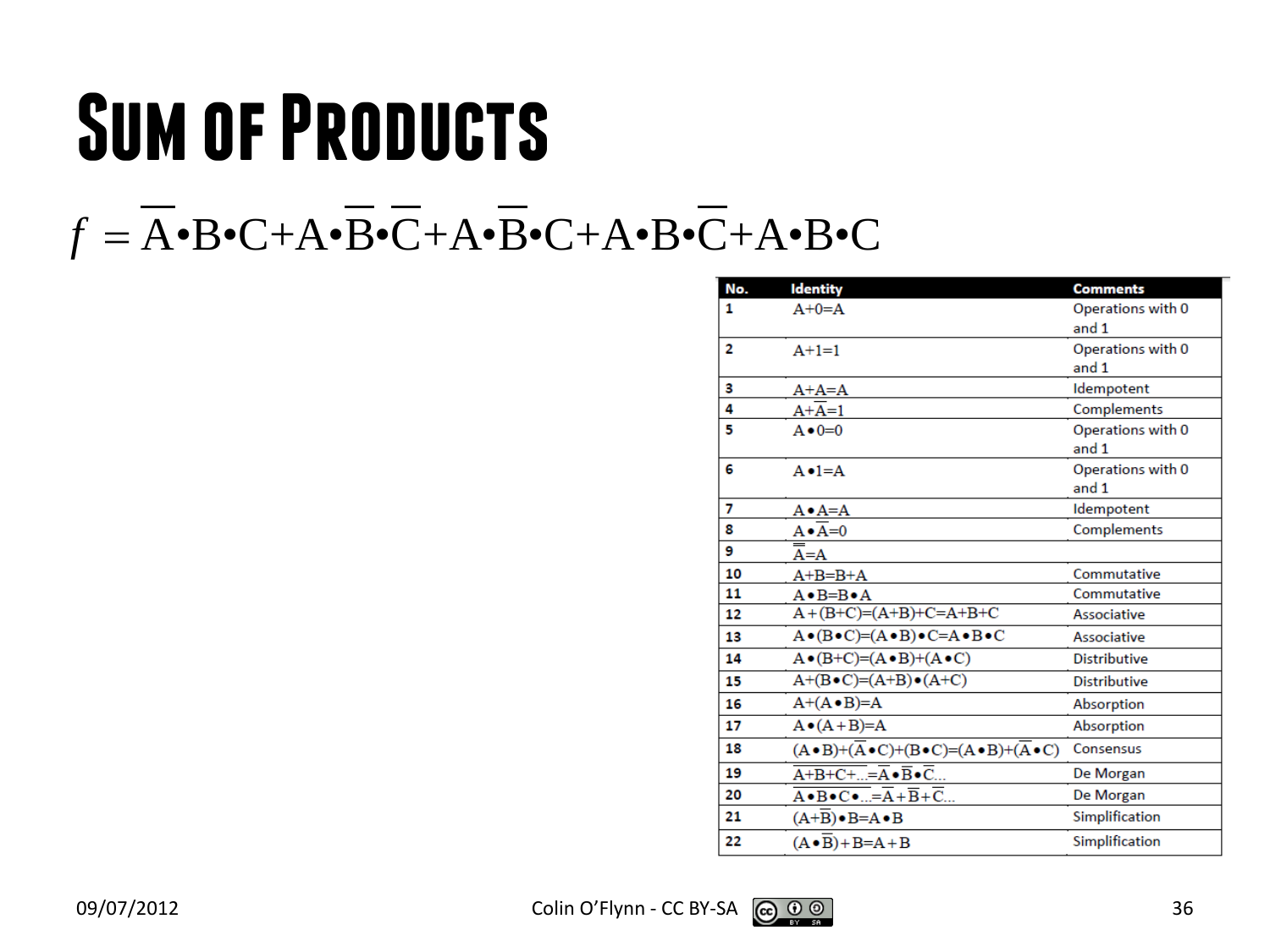# Sum of Products

$$f = \overline{A}\bullet B\bullet C + A\bullet\overline{B}\bullet\overline{C} + A\bullet\overline{B}\bullet C + A\bullet B\bullet\overline{C} + A\bullet B\bullet C$$

| No. | Identity | Comments |
|---|---|---|
| 1 | $A+0=A$ | Operations with 0 and 1 |
| 2 | $A+1=1$ | Operations with 0 and 1 |
| 3 | $A+A=A$ | Idempotent |
| 4 | $A+\overline{A}=1$ | Complements |
| 5 | $A\bullet 0=0$ | Operations with 0 and 1 |
| 6 | $A\bullet 1=A$ | Operations with 0 and 1 |
| 7 | $A\bullet A=A$ | Idempotent |
| 8 | $A\bullet\overline{A}=0$ | Complements |
| 9 | $\overline{\overline{A}}=A$ | |
| 10 | $A+B=B+A$ | Commutative |
| 11 | $A\bullet B=B\bullet A$ | Commutative |
| 12 | $A+(B+C)=(A+B)+C=A+B+C$ | Associative |
| 13 | $A\bullet(B\bullet C)=(A\bullet B)\bullet C=A\bullet B\bullet C$ | Associative |
| 14 | $A\bullet(B+C)=(A\bullet B)+(A\bullet C)$ | Distributive |
| 15 | $A+(B\bullet C)=(A+B)\bullet(A+C)$ | Distributive |
| 16 | $A+(A\bullet B)=A$ | Absorption |
| 17 | $A\bullet(A+B)=A$ | Absorption |
| 18 | $(A\bullet B)+(\overline{A}\bullet C)+(B\bullet C)=(A\bullet B)+(\overline{A}\bullet C)$ | Consensus |
| 19 | $\overline{A+B+C+\ldots}=\overline{A}\bullet\overline{B}\bullet\overline{C}\ldots$ | De Morgan |
| 20 | $\overline{A\bullet B\bullet C\bullet\ldots}=\overline{A}+\overline{B}+\overline{C}\ldots$ | De Morgan |
| 21 | $(A+\overline{B})\bullet B=A\bullet B$ | Simplification |
| 22 | $(A\bullet\overline{B})+B=A+B$ | Simplification |

09/07/2012 Colin O'Flynn - CC BY-SA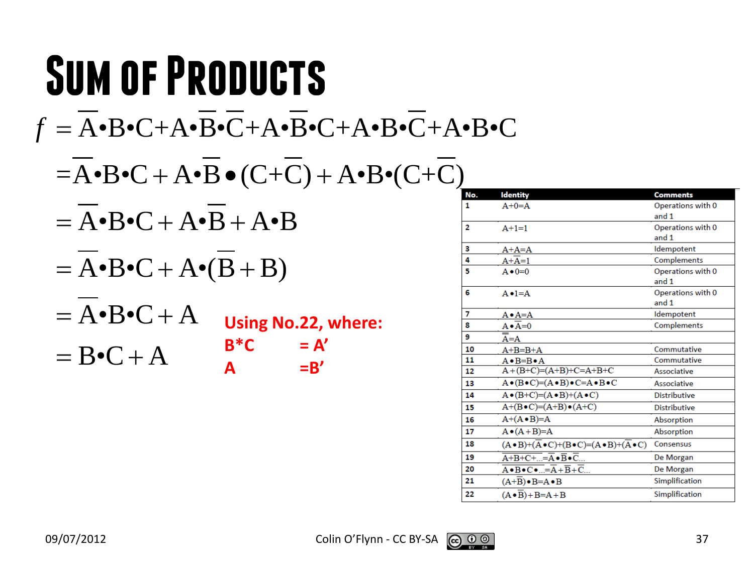# Sum of Products

$$f = \overline{A} \bullet B \bullet C + A \bullet \overline{B} \bullet \overline{C} + A \bullet \overline{B} \bullet C + A \bullet B \bullet \overline{C} + A \bullet B \bullet C$$

$$= \overline{A} \bullet B \bullet C + A \bullet \overline{B} \bullet (C + \overline{C}) + A \bullet B \bullet (C + \overline{C})$$

$$= \overline{A} \bullet B \bullet C + A \bullet \overline{B} + A \bullet B$$

$$= \overline{A} \bullet B \bullet C + A \bullet (\overline{B} + B)$$

$$= \overline{A} \bullet B \bullet C + A$$

$$= B \bullet C + A$$

**Using No.22, where:**
**B*C = A'**
**A =B'**

| No. | Identity | Comments |
|---|---|---|
| 1 | $A+0=A$ | Operations with 0 and 1 |
| 2 | $A+1=1$ | Operations with 0 and 1 |
| 3 | $A+A=A$ | Idempotent |
| 4 | $A+\overline{A}=1$ | Complements |
| 5 | $A \bullet 0=0$ | Operations with 0 and 1 |
| 6 | $A \bullet 1=A$ | Operations with 0 and 1 |
| 7 | $A \bullet A=A$ | Idempotent |
| 8 | $A \bullet \overline{A}=0$ | Complements |
| 9 | $\overline{\overline{A}}=A$ | |
| 10 | $A+B=B+A$ | Commutative |
| 11 | $A \bullet B=B \bullet A$ | Commutative |
| 12 | $A+(B+C)=(A+B)+C=A+B+C$ | Associative |
| 13 | $A \bullet (B \bullet C)=(A \bullet B) \bullet C=A \bullet B \bullet C$ | Associative |
| 14 | $A \bullet (B+C)=(A \bullet B)+(A \bullet C)$ | Distributive |
| 15 | $A+(B \bullet C)=(A+B) \bullet (A+C)$ | Distributive |
| 16 | $A+(A \bullet B)=A$ | Absorption |
| 17 | $A \bullet (A+B)=A$ | Absorption |
| 18 | $(A \bullet B)+(\overline{A} \bullet C)+(B \bullet C)=(A \bullet B)+(\overline{A} \bullet C)$ | Consensus |
| 19 | $\overline{A+B+C+\ldots}=\overline{A} \bullet \overline{B} \bullet \overline{C}\ldots$ | De Morgan |
| 20 | $\overline{A \bullet B \bullet C \bullet \ldots}=\overline{A}+\overline{B}+\overline{C}\ldots$ | De Morgan |
| 21 | $(A+\overline{B}) \bullet B=A \bullet B$ | Simplification |
| 22 | $(A \bullet \overline{B})+B=A+B$ | Simplification |

09/07/2012 Colin O'Flynn - CC BY-SA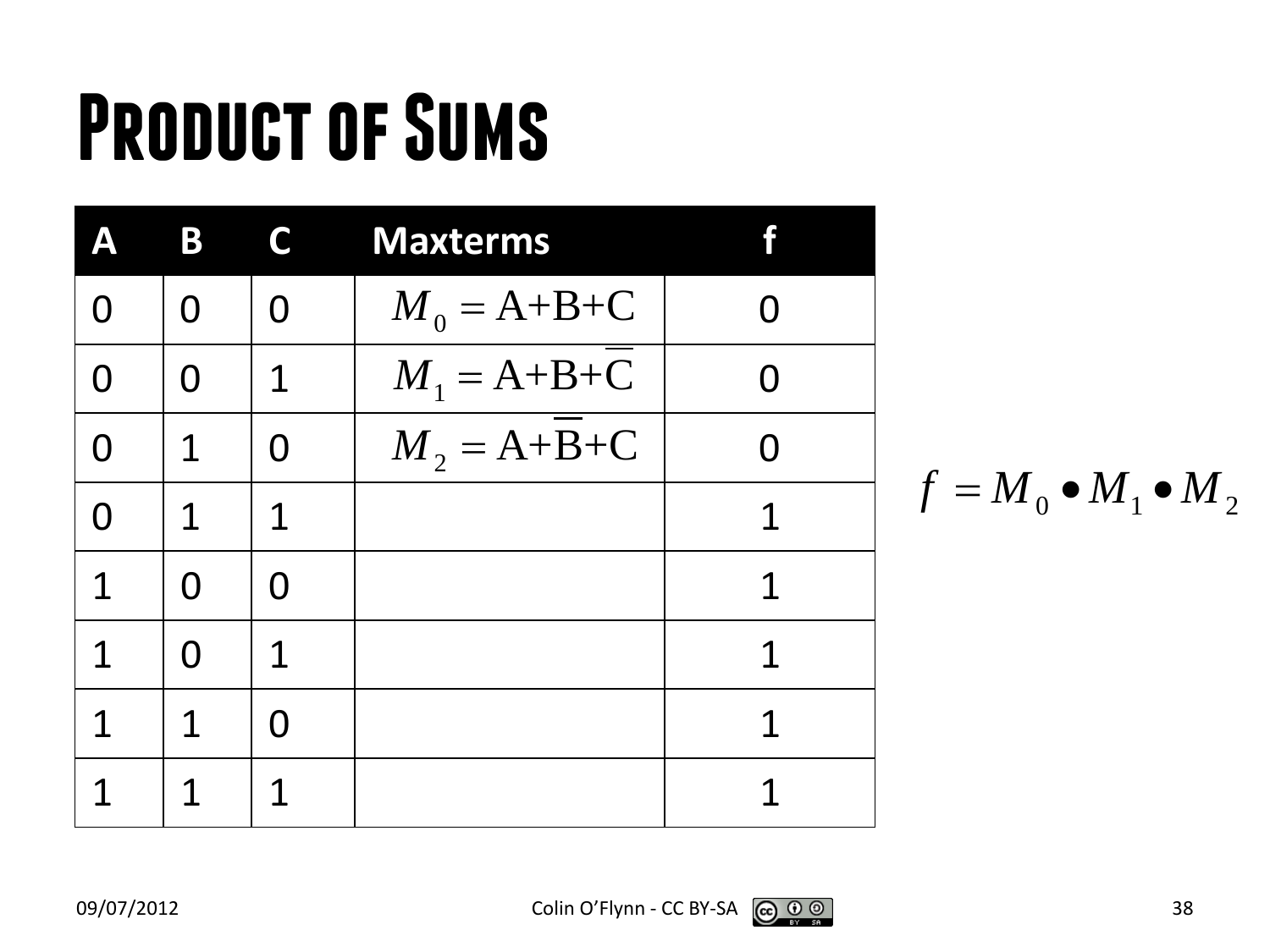# Product of Sums

| A | B | C | Maxterms | f |
|---|---|---|---|---|
| 0 | 0 | 0 | $M_0 = A+B+C$ | 0 |
| 0 | 0 | 1 | $M_1 = A+B+\overline{C}$ | 0 |
| 0 | 1 | 0 | $M_2 = A+\overline{B}+C$ | 0 |
| 0 | 1 | 1 | | 1 |
| 1 | 0 | 0 | | 1 |
| 1 | 0 | 1 | | 1 |
| 1 | 1 | 0 | | 1 |
| 1 | 1 | 1 | | 1 |

$$f = M_0 \bullet M_1 \bullet M_2$$

09/07/2012

Colin O'Flynn - CC BY-SA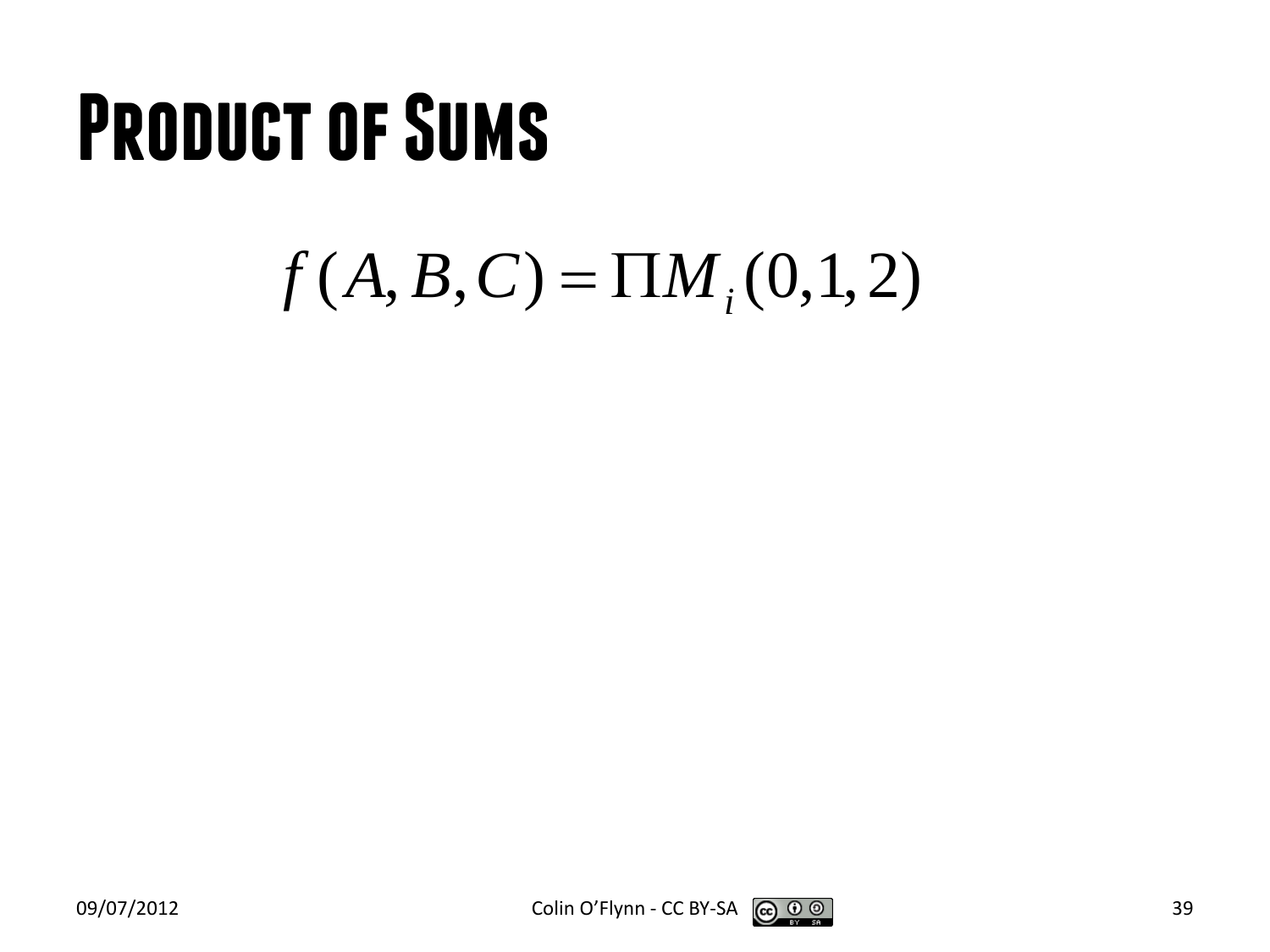# Product of Sums

$$f(A, B, C) = \Pi M_i (0, 1, 2)$$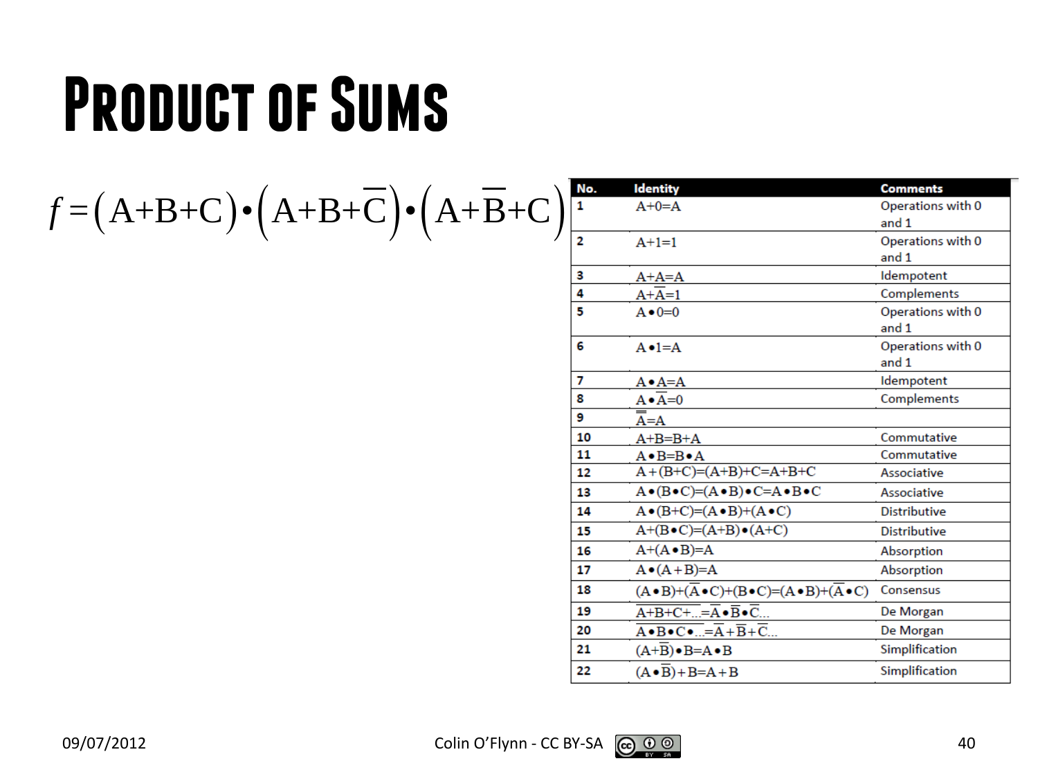# Product of Sums

$$f=\left(A+B+C\right)\bullet\left(A+B+\overline{C}\right)\bullet\left(A+\overline{B}+C\right)$$

| No. | Identity | Comments |
|---|---|---|
| 1 | $A+0=A$ | Operations with 0 and 1 |
| 2 | $A+1=1$ | Operations with 0 and 1 |
| 3 | $A+A=A$ | Idempotent |
| 4 | $A+\overline{A}=1$ | Complements |
| 5 | $A\bullet 0=0$ | Operations with 0 and 1 |
| 6 | $A\bullet 1=A$ | Operations with 0 and 1 |
| 7 | $A\bullet A=A$ | Idempotent |
| 8 | $A\bullet\overline{A}=0$ | Complements |
| 9 | $\overline{\overline{A}}=A$ | |
| 10 | $A+B=B+A$ | Commutative |
| 11 | $A\bullet B=B\bullet A$ | Commutative |
| 12 | $A+(B+C)=(A+B)+C=A+B+C$ | Associative |
| 13 | $A\bullet(B\bullet C)=(A\bullet B)\bullet C=A\bullet B\bullet C$ | Associative |
| 14 | $A\bullet(B+C)=(A\bullet B)+(A\bullet C)$ | Distributive |
| 15 | $A+(B\bullet C)=(A+B)\bullet(A+C)$ | Distributive |
| 16 | $A+(A\bullet B)=A$ | Absorption |
| 17 | $A\bullet(A+B)=A$ | Absorption |
| 18 | $(A\bullet B)+(\overline{A}\bullet C)+(B\bullet C)=(A\bullet B)+(\overline{A}\bullet C)$ | Consensus |
| 19 | $\overline{A+B+C+\ldots}=\overline{A}\bullet\overline{B}\bullet\overline{C}\ldots$ | De Morgan |
| 20 | $\overline{A\bullet B\bullet C\bullet\ldots}=\overline{A}+\overline{B}+\overline{C}\ldots$ | De Morgan |
| 21 | $(A+\overline{B})\bullet B=A\bullet B$ | Simplification |
| 22 | $(A\bullet\overline{B})+B=A+B$ | Simplification |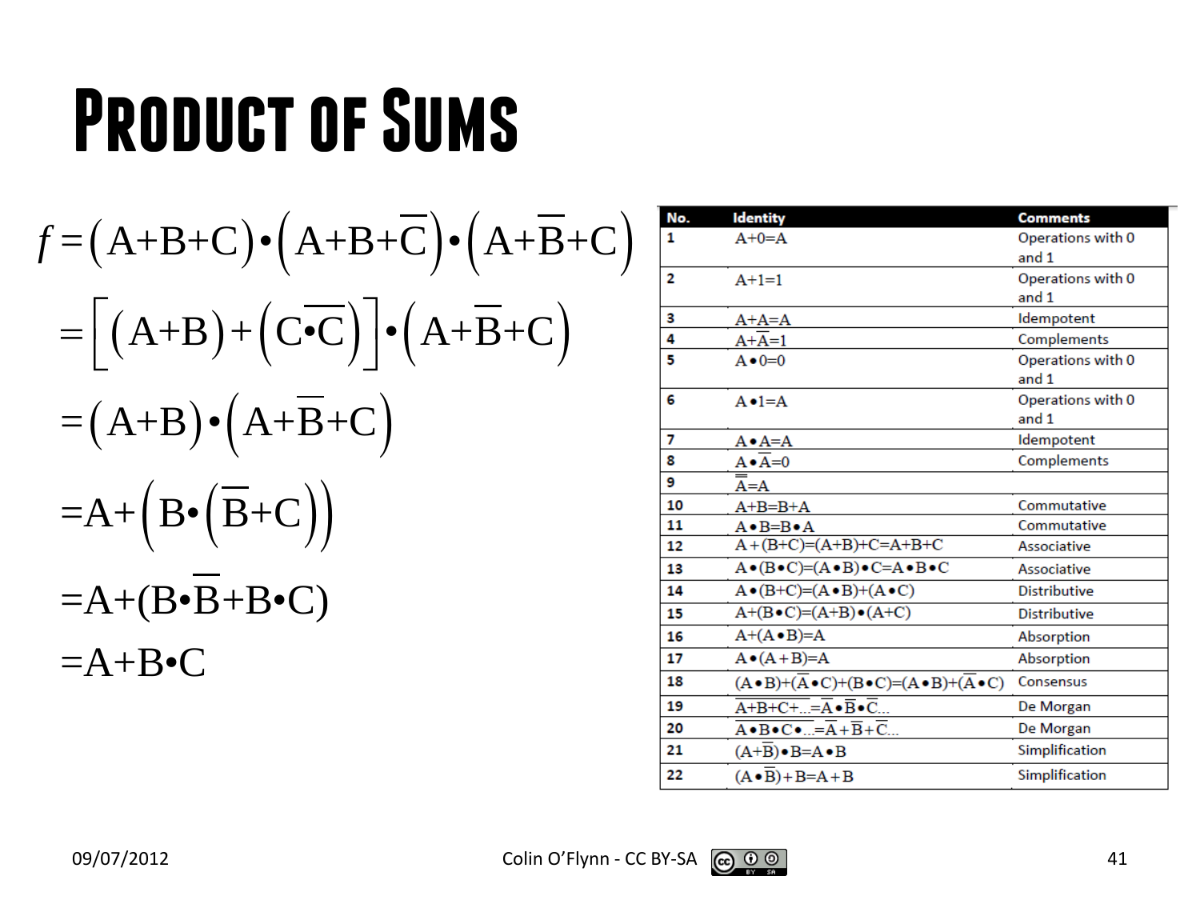# Product of Sums

$$f = (A+B+C) \bullet \left(A+B+\overline{C}\right) \bullet \left(A+\overline{B}+C\right)$$

$$= \left[(A+B) + \left(C \bullet \overline{C}\right)\right] \bullet \left(A+\overline{B}+C\right)$$

$$= (A+B) \bullet \left(A+\overline{B}+C\right)$$

$$= A + \left(B \bullet \left(\overline{B}+C\right)\right)$$

$$= A + (B \bullet \overline{B} + B \bullet C)$$

$$= A + B \bullet C$$

| No. | Identity | Comments |
|---|---|---|
| 1 | $A+0=A$ | Operations with 0 and 1 |
| 2 | $A+1=1$ | Operations with 0 and 1 |
| 3 | $A+A=A$ | Idempotent |
| 4 | $A+\overline{A}=1$ | Complements |
| 5 | $A \bullet 0=0$ | Operations with 0 and 1 |
| 6 | $A \bullet 1=A$ | Operations with 0 and 1 |
| 7 | $A \bullet A=A$ | Idempotent |
| 8 | $A \bullet \overline{A}=0$ | Complements |
| 9 | $\overline{\overline{A}}=A$ | |
| 10 | $A+B=B+A$ | Commutative |
| 11 | $A \bullet B=B \bullet A$ | Commutative |
| 12 | $A+(B+C)=(A+B)+C=A+B+C$ | Associative |
| 13 | $A \bullet (B \bullet C)=(A \bullet B) \bullet C=A \bullet B \bullet C$ | Associative |
| 14 | $A \bullet (B+C)=(A \bullet B)+(A \bullet C)$ | Distributive |
| 15 | $A+(B \bullet C)=(A+B) \bullet (A+C)$ | Distributive |
| 16 | $A+(A \bullet B)=A$ | Absorption |
| 17 | $A \bullet (A+B)=A$ | Absorption |
| 18 | $(A \bullet B)+(\overline{A} \bullet C)+(B \bullet C)=(A \bullet B)+(\overline{A} \bullet C)$ | Consensus |
| 19 | $\overline{A+B+C+\ldots}=\overline{A} \bullet \overline{B} \bullet \overline{C}\ldots$ | De Morgan |
| 20 | $\overline{A \bullet B \bullet C \bullet \ldots}=\overline{A}+\overline{B}+\overline{C}\ldots$ | De Morgan |
| 21 | $(A+\overline{B}) \bullet B=A \bullet B$ | Simplification |
| 22 | $(A \bullet \overline{B})+B=A+B$ | Simplification |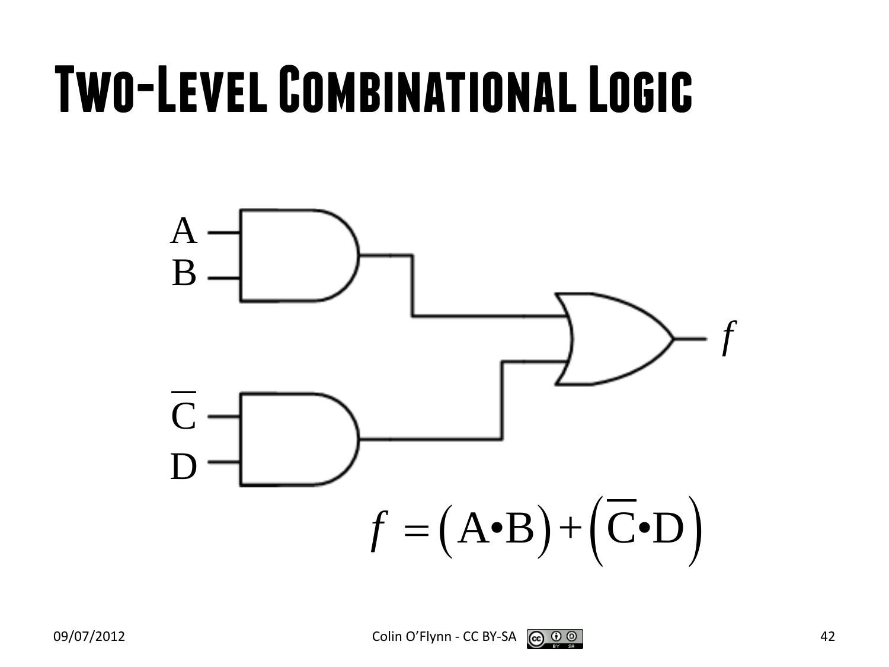# Two-Level Combinational Logic

$$f = \left(\mathrm{A}\bullet\mathrm{B}\right) + \left(\overline{\mathrm{C}}\bullet\mathrm{D}\right)$$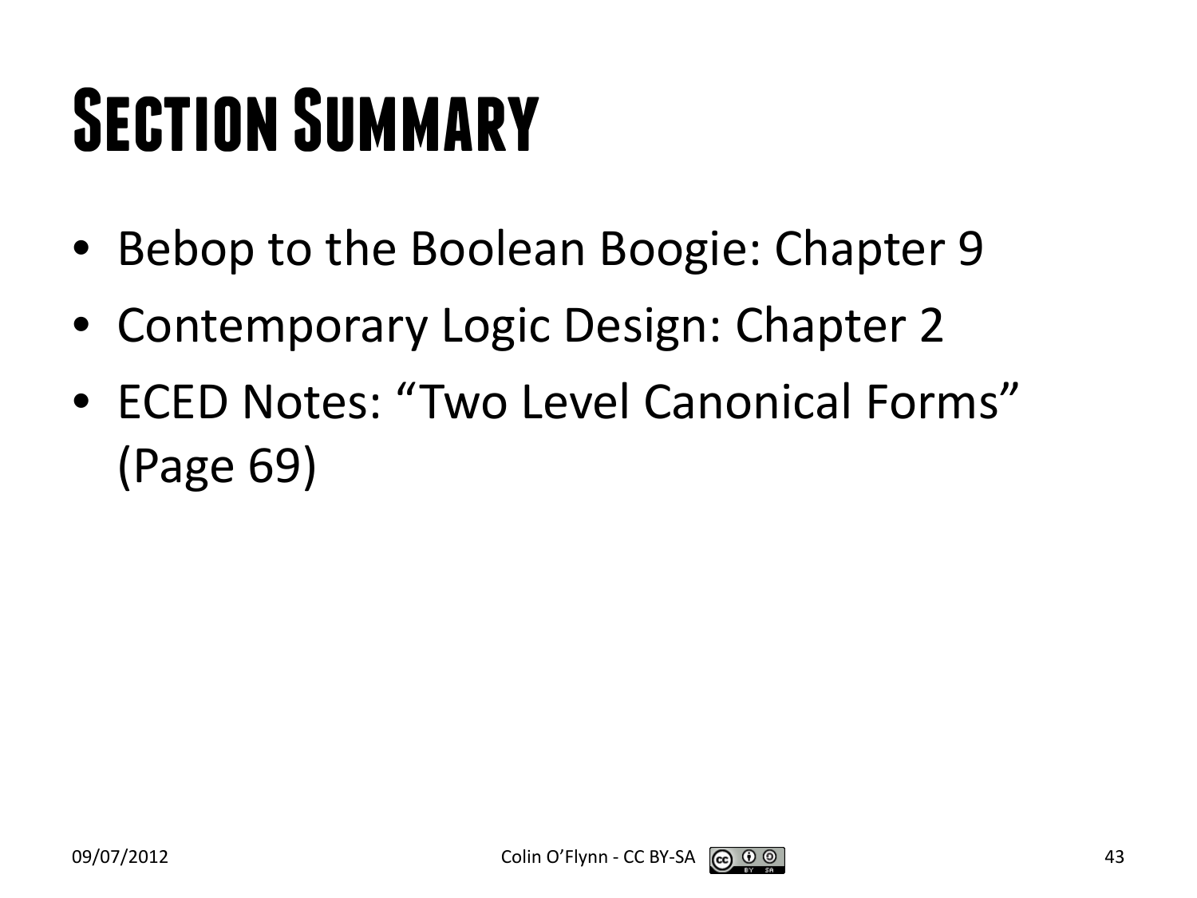# Section Summary

- Bebop to the Boolean Boogie: Chapter 9
- Contemporary Logic Design: Chapter 2
- ECED Notes: “Two Level Canonical Forms” (Page 69)